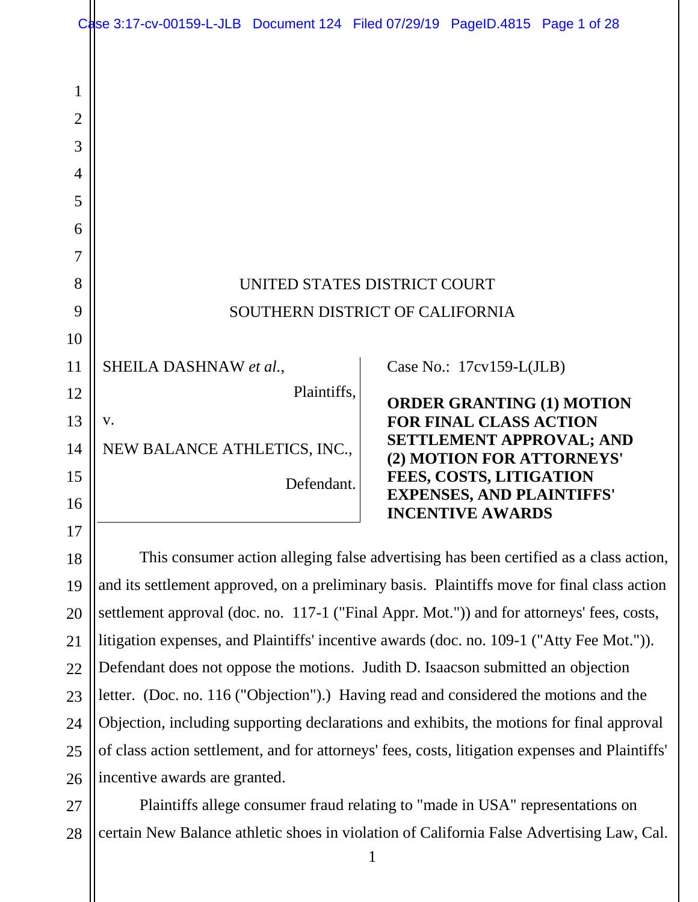UNITED STATES DISTRICT COURT

SOUTHERN DISTRICT OF CALIFORNIA

| | |
|---|---|
| SHEILA DASHNAW *et al.*, Plaintiffs, v. NEW BALANCE ATHLETICS, INC., Defendant. | Case No.: 17cv159-L(JLB) **ORDER GRANTING (1) MOTION FOR FINAL CLASS ACTION SETTLEMENT APPROVAL; AND (2) MOTION FOR ATTORNEYS' FEES, COSTS, LITIGATION EXPENSES, AND PLAINTIFFS' INCENTIVE AWARDS** |

This consumer action alleging false advertising has been certified as a class action, and its settlement approved, on a preliminary basis. Plaintiffs move for final class action settlement approval (doc. no. 117-1 ("Final Appr. Mot.")) and for attorneys' fees, costs, litigation expenses, and Plaintiffs' incentive awards (doc. no. 109-1 ("Atty Fee Mot.")). Defendant does not oppose the motions. Judith D. Isaacson submitted an objection letter. (Doc. no. 116 ("Objection").) Having read and considered the motions and the Objection, including supporting declarations and exhibits, the motions for final approval of class action settlement, and for attorneys' fees, costs, litigation expenses and Plaintiffs' incentive awards are granted.

Plaintiffs allege consumer fraud relating to "made in USA" representations on certain New Balance athletic shoes in violation of California False Advertising Law, Cal.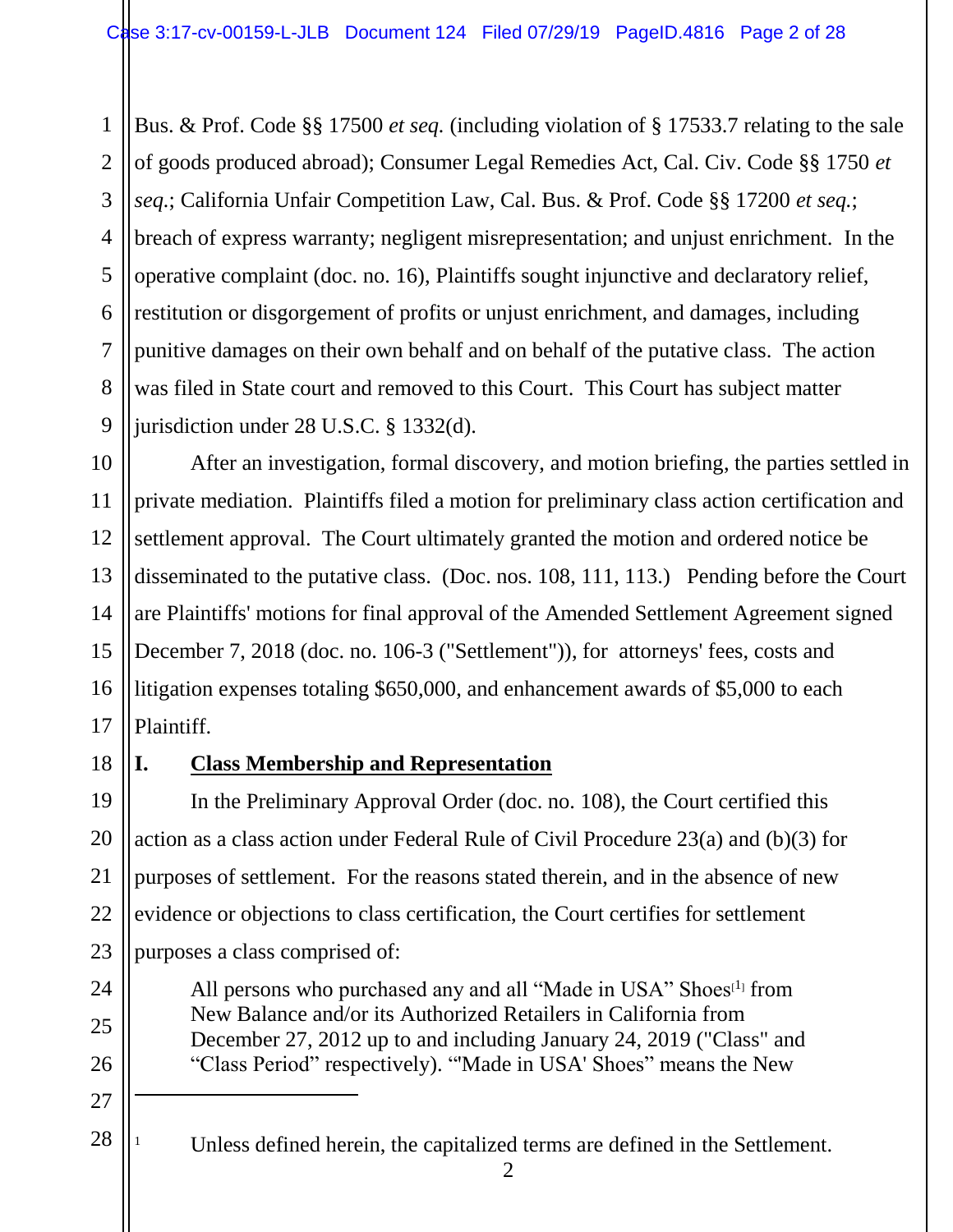Bus. & Prof. Code §§ 17500 *et seq.* (including violation of § 17533.7 relating to the sale of goods produced abroad); Consumer Legal Remedies Act, Cal. Civ. Code §§ 1750 *et seq.*; California Unfair Competition Law, Cal. Bus. & Prof. Code §§ 17200 *et seq.*; breach of express warranty; negligent misrepresentation; and unjust enrichment. In the operative complaint (doc. no. 16), Plaintiffs sought injunctive and declaratory relief, restitution or disgorgement of profits or unjust enrichment, and damages, including punitive damages on their own behalf and on behalf of the putative class. The action was filed in State court and removed to this Court. This Court has subject matter jurisdiction under 28 U.S.C. § 1332(d).

After an investigation, formal discovery, and motion briefing, the parties settled in private mediation. Plaintiffs filed a motion for preliminary class action certification and settlement approval. The Court ultimately granted the motion and ordered notice be disseminated to the putative class. (Doc. nos. 108, 111, 113.) Pending before the Court are Plaintiffs' motions for final approval of the Amended Settlement Agreement signed December 7, 2018 (doc. no. 106-3 ("Settlement")), for attorneys' fees, costs and litigation expenses totaling $650,000, and enhancement awards of $5,000 to each Plaintiff.

## I. Class Membership and Representation

In the Preliminary Approval Order (doc. no. 108), the Court certified this action as a class action under Federal Rule of Civil Procedure 23(a) and (b)(3) for purposes of settlement. For the reasons stated therein, and in the absence of new evidence or objections to class certification, the Court certifies for settlement purposes a class comprised of:

> All persons who purchased any and all "Made in USA" Shoes[1] from New Balance and/or its Authorized Retailers in California from December 27, 2012 up to and including January 24, 2019 ("Class" and "Class Period" respectively). "'Made in USA' Shoes" means the New

---

[1] Unless defined herein, the capitalized terms are defined in the Settlement.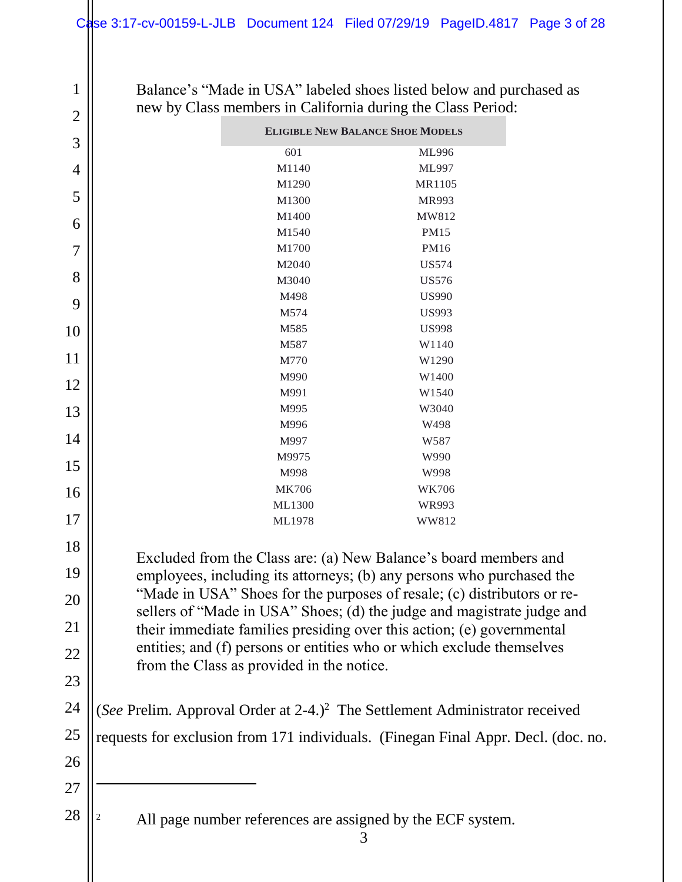Balance's "Made in USA" labeled shoes listed below and purchased as new by Class members in California during the Class Period:

| ELIGIBLE NEW BALANCE SHOE MODELS | |
|---|---|
| 601 | ML996 |
| M1140 | ML997 |
| M1290 | MR1105 |
| M1300 | MR993 |
| M1400 | MW812 |
| M1540 | PM15 |
| M1700 | PM16 |
| M2040 | US574 |
| M3040 | US576 |
| M498 | US990 |
| M574 | US993 |
| M585 | US998 |
| M587 | W1140 |
| M770 | W1290 |
| M990 | W1400 |
| M991 | W1540 |
| M995 | W3040 |
| M996 | W498 |
| M997 | W587 |
| M9975 | W990 |
| M998 | W998 |
| MK706 | WK706 |
| ML1300 | WR993 |
| ML1978 | WW812 |

Excluded from the Class are: (a) New Balance's board members and employees, including its attorneys; (b) any persons who purchased the "Made in USA" Shoes for the purposes of resale; (c) distributors or re-sellers of "Made in USA" Shoes; (d) the judge and magistrate judge and their immediate families presiding over this action; (e) governmental entities; and (f) persons or entities who or which exclude themselves from the Class as provided in the notice.

(*See* Prelim. Approval Order at 2-4.)[2] The Settlement Administrator received requests for exclusion from 171 individuals. (Finegan Final Appr. Decl. (doc. no.

---

[2] All page number references are assigned by the ECF system.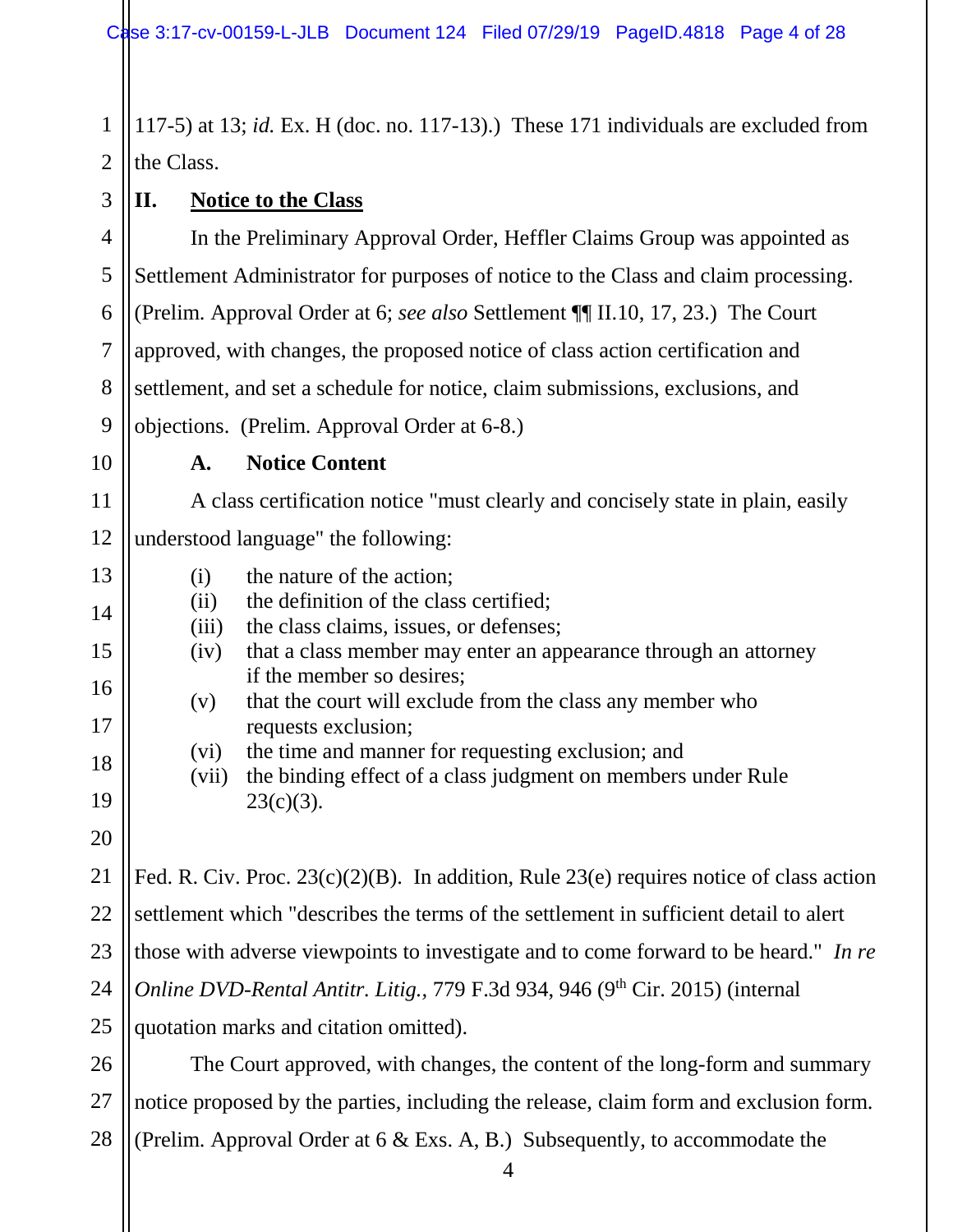117-5) at 13; *id.* Ex. H (doc. no. 117-13).) These 171 individuals are excluded from the Class.

## II. Notice to the Class

In the Preliminary Approval Order, Heffler Claims Group was appointed as Settlement Administrator for purposes of notice to the Class and claim processing. (Prelim. Approval Order at 6; *see also* Settlement ¶¶ II.10, 17, 23.) The Court approved, with changes, the proposed notice of class action certification and settlement, and set a schedule for notice, claim submissions, exclusions, and objections. (Prelim. Approval Order at 6-8.)

### A. Notice Content

A class certification notice "must clearly and concisely state in plain, easily understood language" the following:

> (i) the nature of the action;
> (ii) the definition of the class certified;
> (iii) the class claims, issues, or defenses;
> (iv) that a class member may enter an appearance through an attorney if the member so desires;
> (v) that the court will exclude from the class any member who requests exclusion;
> (vi) the time and manner for requesting exclusion; and
> (vii) the binding effect of a class judgment on members under Rule 23(c)(3).

Fed. R. Civ. Proc. 23(c)(2)(B). In addition, Rule 23(e) requires notice of class action settlement which "describes the terms of the settlement in sufficient detail to alert those with adverse viewpoints to investigate and to come forward to be heard." *In re Online DVD-Rental Antitr. Litig.*, 779 F.3d 934, 946 (9th Cir. 2015) (internal quotation marks and citation omitted).

The Court approved, with changes, the content of the long-form and summary notice proposed by the parties, including the release, claim form and exclusion form. (Prelim. Approval Order at 6 & Exs. A, B.) Subsequently, to accommodate the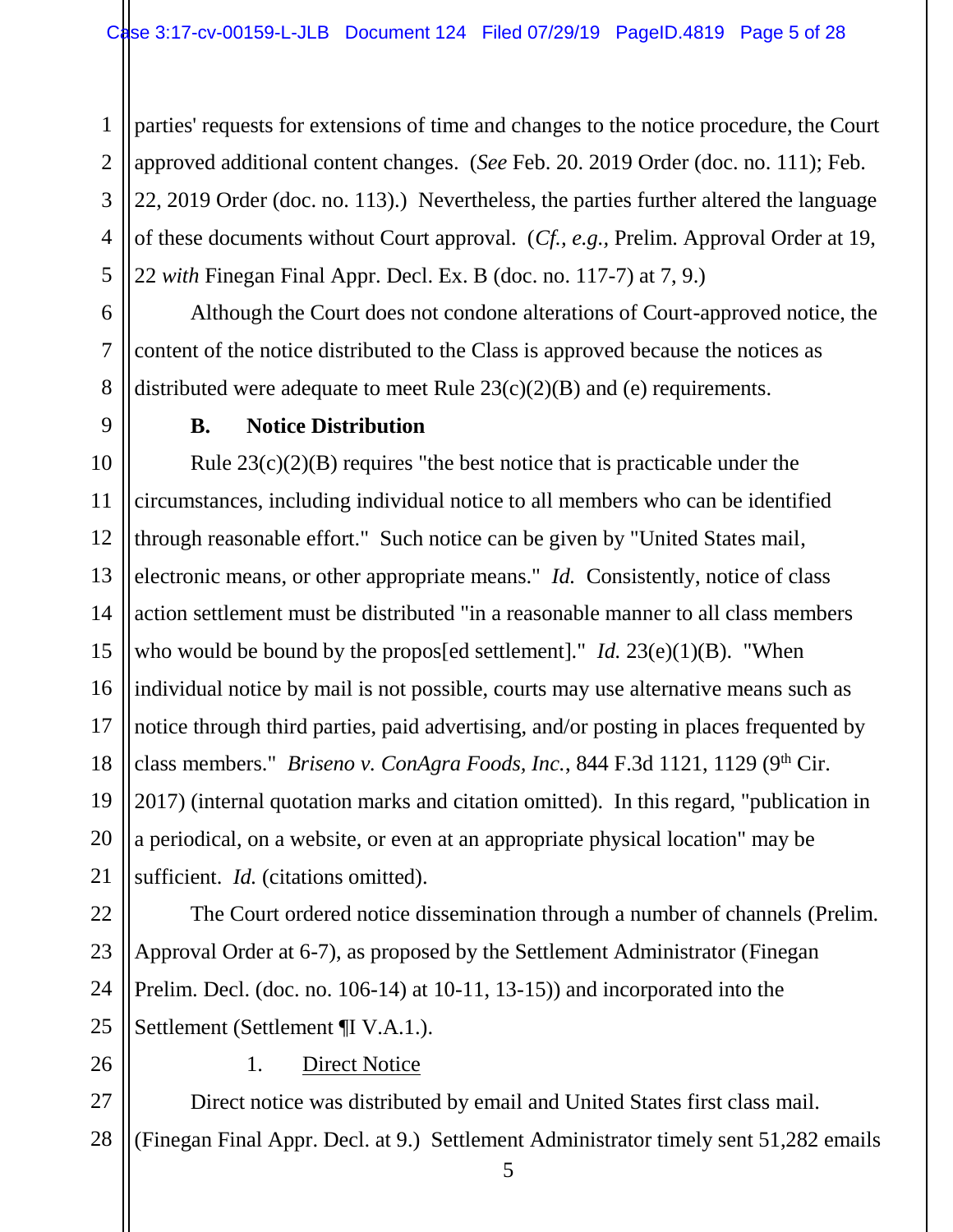parties' requests for extensions of time and changes to the notice procedure, the Court approved additional content changes. (*See* Feb. 20. 2019 Order (doc. no. 111); Feb. 22, 2019 Order (doc. no. 113).) Nevertheless, the parties further altered the language of these documents without Court approval. (*Cf., e.g.,* Prelim. Approval Order at 19, 22 *with* Finegan Final Appr. Decl. Ex. B (doc. no. 117-7) at 7, 9.)

Although the Court does not condone alterations of Court-approved notice, the content of the notice distributed to the Class is approved because the notices as distributed were adequate to meet Rule 23(c)(2)(B) and (e) requirements.

**B. Notice Distribution**

Rule 23(c)(2)(B) requires "the best notice that is practicable under the circumstances, including individual notice to all members who can be identified through reasonable effort." Such notice can be given by "United States mail, electronic means, or other appropriate means." *Id.* Consistently, notice of class action settlement must be distributed "in a reasonable manner to all class members who would be bound by the propos[ed settlement]." *Id.* 23(e)(1)(B). "When individual notice by mail is not possible, courts may use alternative means such as notice through third parties, paid advertising, and/or posting in places frequented by class members." *Briseno v. ConAgra Foods, Inc.*, 844 F.3d 1121, 1129 (9th Cir. 2017) (internal quotation marks and citation omitted). In this regard, "publication in a periodical, on a website, or even at an appropriate physical location" may be sufficient. *Id.* (citations omitted).

The Court ordered notice dissemination through a number of channels (Prelim. Approval Order at 6-7), as proposed by the Settlement Administrator (Finegan Prelim. Decl. (doc. no. 106-14) at 10-11, 13-15)) and incorporated into the Settlement (Settlement ¶I V.A.1.).

1. Direct Notice

Direct notice was distributed by email and United States first class mail. (Finegan Final Appr. Decl. at 9.) Settlement Administrator timely sent 51,282 emails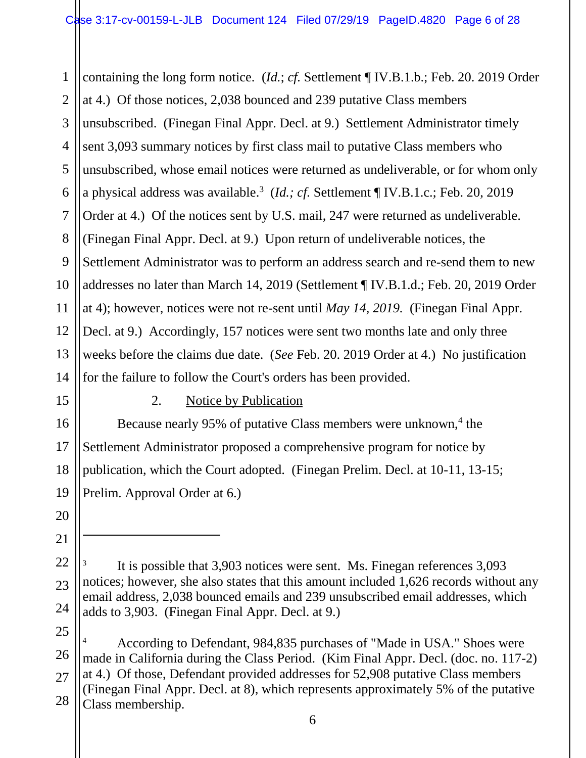containing the long form notice. (*Id.*; *cf.* Settlement ¶ IV.B.1.b.; Feb. 20. 2019 Order at 4.) Of those notices, 2,038 bounced and 239 putative Class members unsubscribed. (Finegan Final Appr. Decl. at 9.) Settlement Administrator timely sent 3,093 summary notices by first class mail to putative Class members who unsubscribed, whose email notices were returned as undeliverable, or for whom only a physical address was available.[3] (*Id.; cf.* Settlement ¶ IV.B.1.c.; Feb. 20, 2019 Order at 4.) Of the notices sent by U.S. mail, 247 were returned as undeliverable. (Finegan Final Appr. Decl. at 9.) Upon return of undeliverable notices, the Settlement Administrator was to perform an address search and re-send them to new addresses no later than March 14, 2019 (Settlement ¶ IV.B.1.d.; Feb. 20, 2019 Order at 4); however, notices were not re-sent until *May 14, 2019.* (Finegan Final Appr. Decl. at 9.) Accordingly, 157 notices were sent two months late and only three weeks before the claims due date. (*See* Feb. 20. 2019 Order at 4.) No justification for the failure to follow the Court's orders has been provided.

2. Notice by Publication

Because nearly 95% of putative Class members were unknown,[4] the Settlement Administrator proposed a comprehensive program for notice by publication, which the Court adopted. (Finegan Prelim. Decl. at 10-11, 13-15; Prelim. Approval Order at 6.)

---

[3] It is possible that 3,903 notices were sent. Ms. Finegan references 3,093 notices; however, she also states that this amount included 1,626 records without any email address, 2,038 bounced emails and 239 unsubscribed email addresses, which adds to 3,903. (Finegan Final Appr. Decl. at 9.)

[4] According to Defendant, 984,835 purchases of "Made in USA." Shoes were made in California during the Class Period. (Kim Final Appr. Decl. (doc. no. 117-2) at 4.) Of those, Defendant provided addresses for 52,908 putative Class members (Finegan Final Appr. Decl. at 8), which represents approximately 5% of the putative Class membership.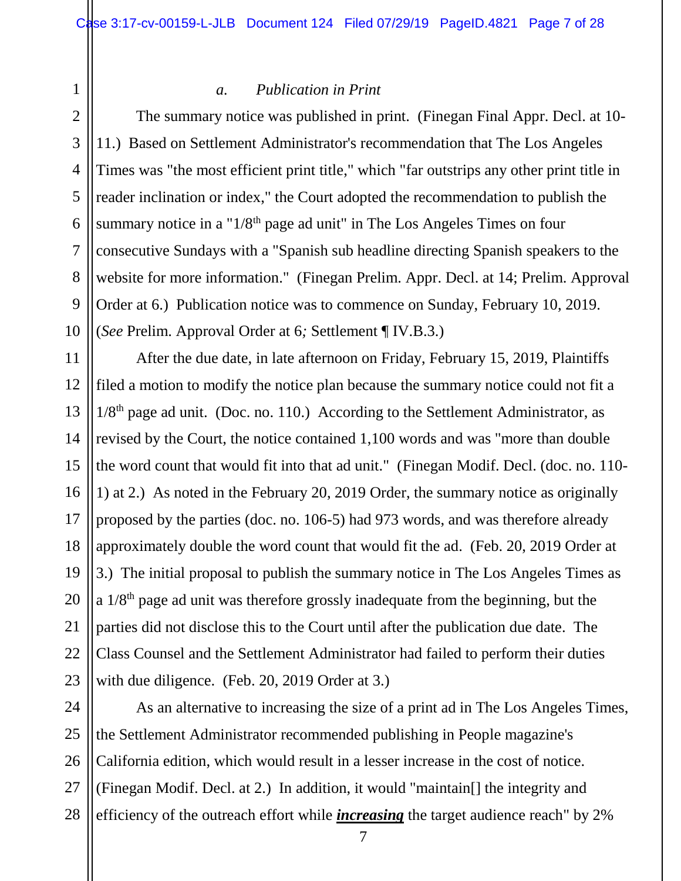*a. Publication in Print*

The summary notice was published in print. (Finegan Final Appr. Decl. at 10-11.) Based on Settlement Administrator's recommendation that The Los Angeles Times was "the most efficient print title," which "far outstrips any other print title in reader inclination or index," the Court adopted the recommendation to publish the summary notice in a "1/8th page ad unit" in The Los Angeles Times on four consecutive Sundays with a "Spanish sub headline directing Spanish speakers to the website for more information." (Finegan Prelim. Appr. Decl. at 14; Prelim. Approval Order at 6.) Publication notice was to commence on Sunday, February 10, 2019. (*See* Prelim. Approval Order at 6*;* Settlement ¶ IV.B.3.)

After the due date, in late afternoon on Friday, February 15, 2019, Plaintiffs filed a motion to modify the notice plan because the summary notice could not fit a 1/8th page ad unit. (Doc. no. 110.) According to the Settlement Administrator, as revised by the Court, the notice contained 1,100 words and was "more than double the word count that would fit into that ad unit." (Finegan Modif. Decl. (doc. no. 110-1) at 2.) As noted in the February 20, 2019 Order, the summary notice as originally proposed by the parties (doc. no. 106-5) had 973 words, and was therefore already approximately double the word count that would fit the ad. (Feb. 20, 2019 Order at 3.) The initial proposal to publish the summary notice in The Los Angeles Times as a 1/8th page ad unit was therefore grossly inadequate from the beginning, but the parties did not disclose this to the Court until after the publication due date. The Class Counsel and the Settlement Administrator had failed to perform their duties with due diligence. (Feb. 20, 2019 Order at 3.)

As an alternative to increasing the size of a print ad in The Los Angeles Times, the Settlement Administrator recommended publishing in People magazine's California edition, which would result in a lesser increase in the cost of notice. (Finegan Modif. Decl. at 2.) In addition, it would "maintain[] the integrity and efficiency of the outreach effort while ***increasing*** the target audience reach" by 2%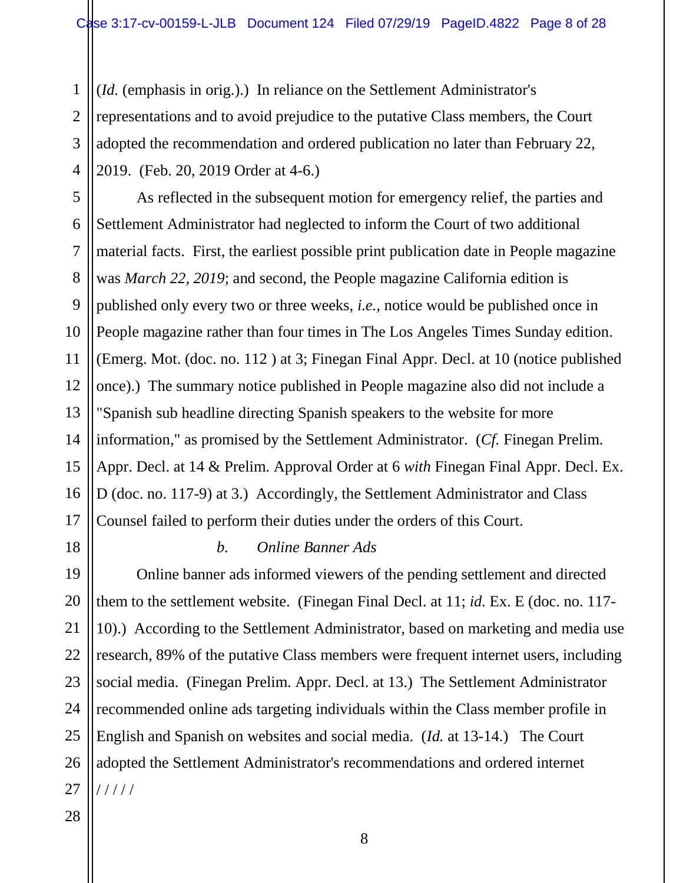(*Id.* (emphasis in orig.).) In reliance on the Settlement Administrator's representations and to avoid prejudice to the putative Class members, the Court adopted the recommendation and ordered publication no later than February 22, 2019. (Feb. 20, 2019 Order at 4-6.)

As reflected in the subsequent motion for emergency relief, the parties and Settlement Administrator had neglected to inform the Court of two additional material facts. First, the earliest possible print publication date in People magazine was *March 22, 2019*; and second, the People magazine California edition is published only every two or three weeks, *i.e.*, notice would be published once in People magazine rather than four times in The Los Angeles Times Sunday edition. (Emerg. Mot. (doc. no. 112 ) at 3; Finegan Final Appr. Decl. at 10 (notice published once).) The summary notice published in People magazine also did not include a "Spanish sub headline directing Spanish speakers to the website for more information," as promised by the Settlement Administrator. (*Cf.* Finegan Prelim. Appr. Decl. at 14 & Prelim. Approval Order at 6 *with* Finegan Final Appr. Decl. Ex. D (doc. no. 117-9) at 3.) Accordingly, the Settlement Administrator and Class Counsel failed to perform their duties under the orders of this Court.

*b. Online Banner Ads*

Online banner ads informed viewers of the pending settlement and directed them to the settlement website. (Finegan Final Decl. at 11; *id.* Ex. E (doc. no. 117-10).) According to the Settlement Administrator, based on marketing and media use research, 89% of the putative Class members were frequent internet users, including social media. (Finegan Prelim. Appr. Decl. at 13.) The Settlement Administrator recommended online ads targeting individuals within the Class member profile in English and Spanish on websites and social media. (*Id.* at 13-14.) The Court adopted the Settlement Administrator's recommendations and ordered internet

/ / / / /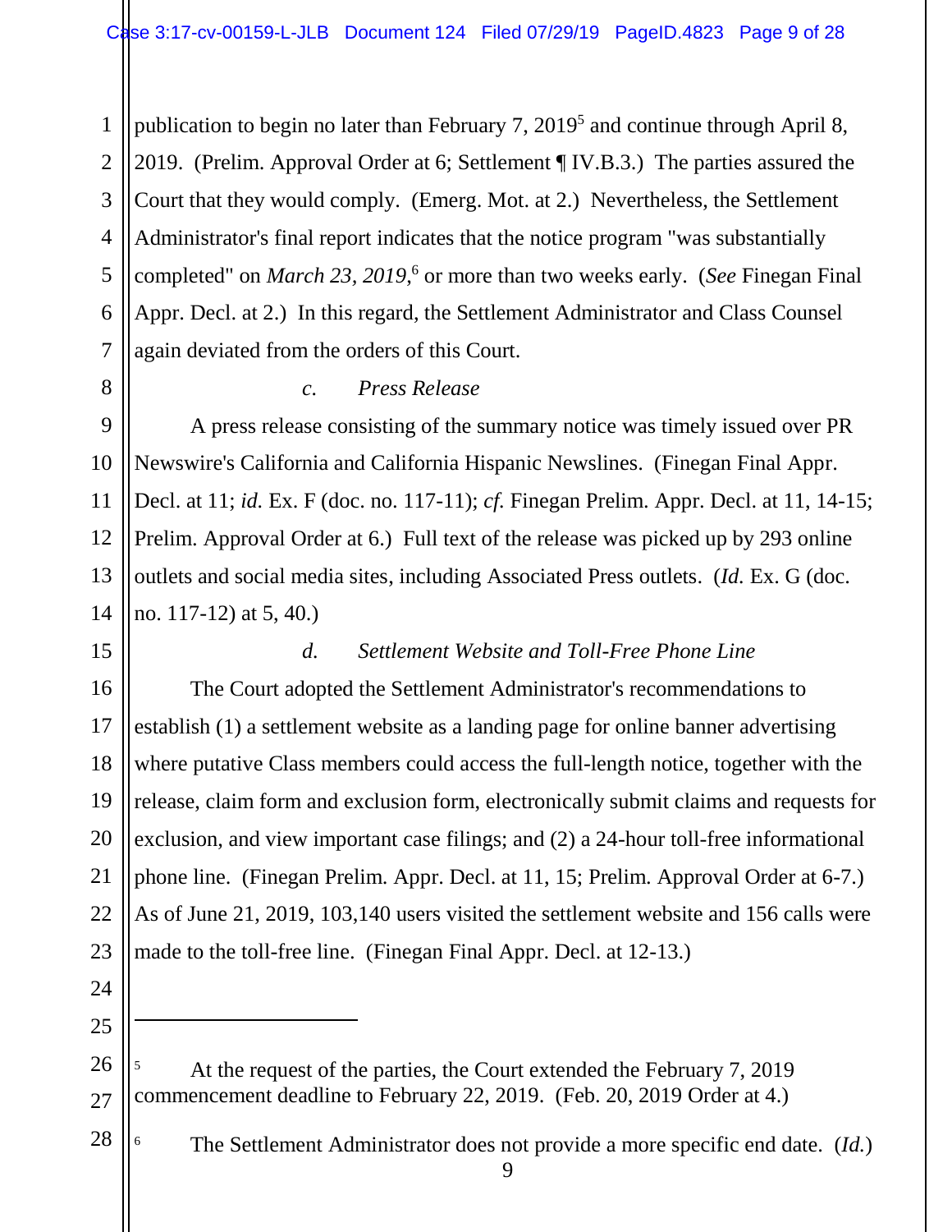publication to begin no later than February 7, 2019[5] and continue through April 8, 2019. (Prelim. Approval Order at 6; Settlement ¶ IV.B.3.) The parties assured the Court that they would comply. (Emerg. Mot. at 2.) Nevertheless, the Settlement Administrator's final report indicates that the notice program "was substantially completed" on *March 23, 2019*,[6] or more than two weeks early. (*See* Finegan Final Appr. Decl. at 2.) In this regard, the Settlement Administrator and Class Counsel again deviated from the orders of this Court.

*c. Press Release*

A press release consisting of the summary notice was timely issued over PR Newswire's California and California Hispanic Newslines. (Finegan Final Appr. Decl. at 11; *id.* Ex. F (doc. no. 117-11); *cf.* Finegan Prelim. Appr. Decl. at 11, 14-15; Prelim. Approval Order at 6.) Full text of the release was picked up by 293 online outlets and social media sites, including Associated Press outlets. (*Id.* Ex. G (doc. no. 117-12) at 5, 40.)

*d. Settlement Website and Toll-Free Phone Line*

The Court adopted the Settlement Administrator's recommendations to establish (1) a settlement website as a landing page for online banner advertising where putative Class members could access the full-length notice, together with the release, claim form and exclusion form, electronically submit claims and requests for exclusion, and view important case filings; and (2) a 24-hour toll-free informational phone line. (Finegan Prelim. Appr. Decl. at 11, 15; Prelim. Approval Order at 6-7.) As of June 21, 2019, 103,140 users visited the settlement website and 156 calls were made to the toll-free line. (Finegan Final Appr. Decl. at 12-13.)

---

[5] At the request of the parties, the Court extended the February 7, 2019 commencement deadline to February 22, 2019. (Feb. 20, 2019 Order at 4.)

[6] The Settlement Administrator does not provide a more specific end date. (*Id.*)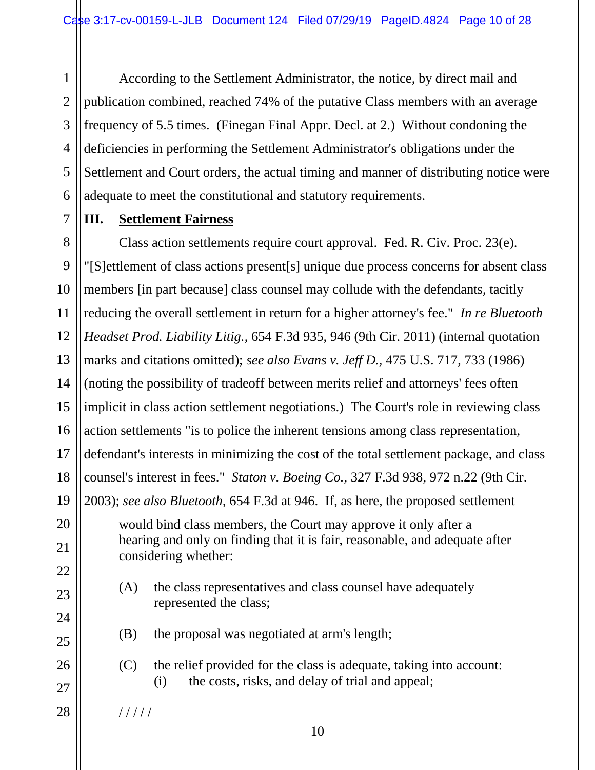According to the Settlement Administrator, the notice, by direct mail and publication combined, reached 74% of the putative Class members with an average frequency of 5.5 times. (Finegan Final Appr. Decl. at 2.) Without condoning the deficiencies in performing the Settlement Administrator's obligations under the Settlement and Court orders, the actual timing and manner of distributing notice were adequate to meet the constitutional and statutory requirements.

## III. Settlement Fairness

Class action settlements require court approval. Fed. R. Civ. Proc. 23(e). "[S]ettlement of class actions present[s] unique due process concerns for absent class members [in part because] class counsel may collude with the defendants, tacitly reducing the overall settlement in return for a higher attorney's fee." *In re Bluetooth Headset Prod. Liability Litig.*, 654 F.3d 935, 946 (9th Cir. 2011) (internal quotation marks and citations omitted); *see also Evans v. Jeff D.*, 475 U.S. 717, 733 (1986) (noting the possibility of tradeoff between merits relief and attorneys' fees often implicit in class action settlement negotiations.) The Court's role in reviewing class action settlements "is to police the inherent tensions among class representation, defendant's interests in minimizing the cost of the total settlement package, and class counsel's interest in fees." *Staton v. Boeing Co.*, 327 F.3d 938, 972 n.22 (9th Cir. 2003); *see also Bluetooth*, 654 F.3d at 946. If, as here, the proposed settlement

> would bind class members, the Court may approve it only after a hearing and only on finding that it is fair, reasonable, and adequate after considering whether:
>
> (A) the class representatives and class counsel have adequately represented the class;
>
> (B) the proposal was negotiated at arm's length;
>
> (C) the relief provided for the class is adequate, taking into account:
>
> (i) the costs, risks, and delay of trial and appeal;

/ / / / /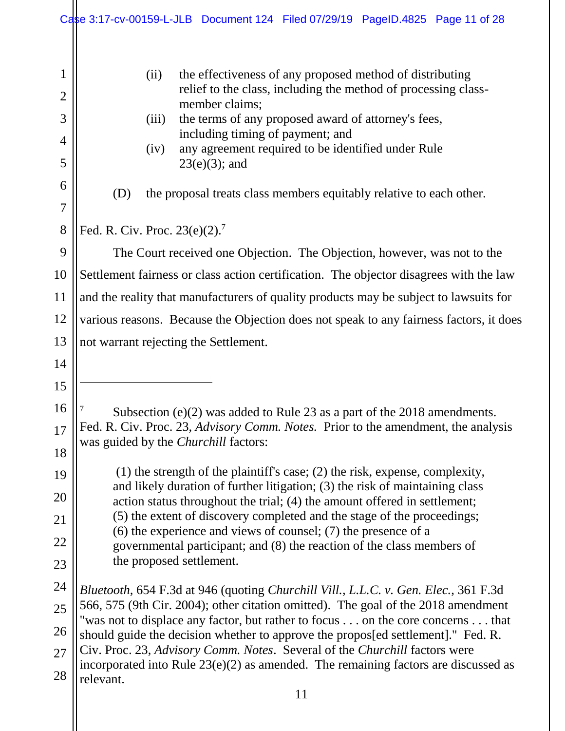> (ii) the effectiveness of any proposed method of distributing relief to the class, including the method of processing class-member claims;
>
> (iii) the terms of any proposed award of attorney's fees, including timing of payment; and
>
> (iv) any agreement required to be identified under Rule 23(e)(3); and
>
> (D) the proposal treats class members equitably relative to each other.

Fed. R. Civ. Proc. 23(e)(2).[7]

The Court received one Objection. The Objection, however, was not to the Settlement fairness or class action certification. The objector disagrees with the law and the reality that manufacturers of quality products may be subject to lawsuits for various reasons. Because the Objection does not speak to any fairness factors, it does not warrant rejecting the Settlement.

---

[7] Subsection (e)(2) was added to Rule 23 as a part of the 2018 amendments. Fed. R. Civ. Proc. 23, *Advisory Comm. Notes.* Prior to the amendment, the analysis was guided by the *Churchill* factors:

> (1) the strength of the plaintiff's case; (2) the risk, expense, complexity, and likely duration of further litigation; (3) the risk of maintaining class action status throughout the trial; (4) the amount offered in settlement; (5) the extent of discovery completed and the stage of the proceedings; (6) the experience and views of counsel; (7) the presence of a governmental participant; and (8) the reaction of the class members of the proposed settlement.

*Bluetooth,* 654 F.3d at 946 (quoting *Churchill Vill., L.L.C. v. Gen. Elec.*, 361 F.3d 566, 575 (9th Cir. 2004); other citation omitted). The goal of the 2018 amendment "was not to displace any factor, but rather to focus . . . on the core concerns . . . that should guide the decision whether to approve the propos[ed settlement]." Fed. R. Civ. Proc. 23, *Advisory Comm. Notes*. Several of the *Churchill* factors were incorporated into Rule 23(e)(2) as amended. The remaining factors are discussed as relevant.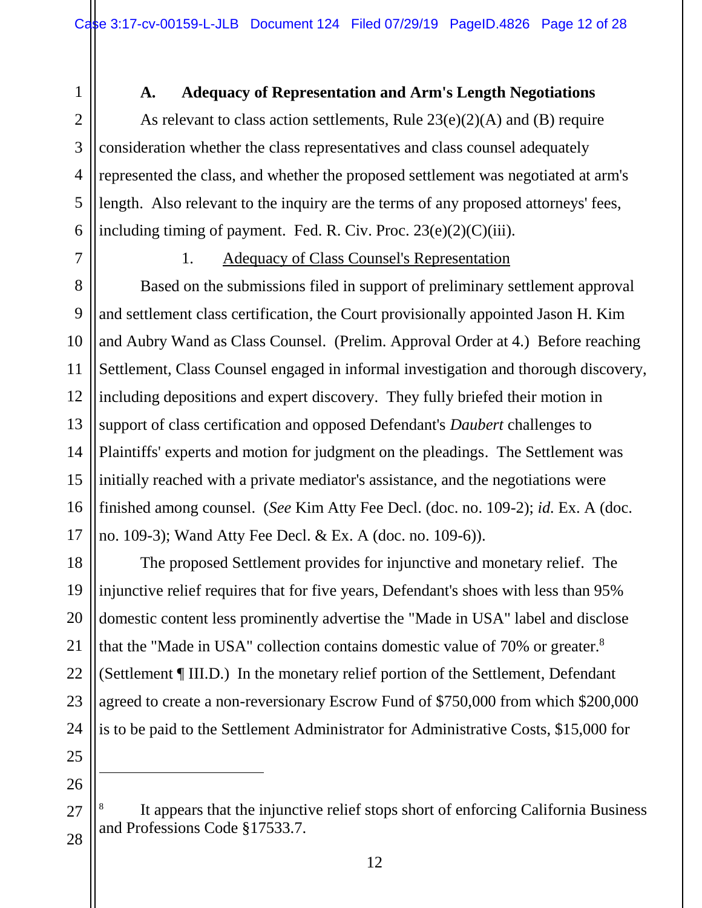### A. Adequacy of Representation and Arm's Length Negotiations

As relevant to class action settlements, Rule 23(e)(2)(A) and (B) require consideration whether the class representatives and class counsel adequately represented the class, and whether the proposed settlement was negotiated at arm's length. Also relevant to the inquiry are the terms of any proposed attorneys' fees, including timing of payment. Fed. R. Civ. Proc. 23(e)(2)(C)(iii).

#### 1. Adequacy of Class Counsel's Representation

Based on the submissions filed in support of preliminary settlement approval and settlement class certification, the Court provisionally appointed Jason H. Kim and Aubry Wand as Class Counsel. (Prelim. Approval Order at 4.) Before reaching Settlement, Class Counsel engaged in informal investigation and thorough discovery, including depositions and expert discovery. They fully briefed their motion in support of class certification and opposed Defendant's *Daubert* challenges to Plaintiffs' experts and motion for judgment on the pleadings. The Settlement was initially reached with a private mediator's assistance, and the negotiations were finished among counsel. (*See* Kim Atty Fee Decl. (doc. no. 109-2); *id.* Ex. A (doc. no. 109-3); Wand Atty Fee Decl. & Ex. A (doc. no. 109-6)).

The proposed Settlement provides for injunctive and monetary relief. The injunctive relief requires that for five years, Defendant's shoes with less than 95% domestic content less prominently advertise the "Made in USA" label and disclose that the "Made in USA" collection contains domestic value of 70% or greater.[8] (Settlement ¶ III.D.) In the monetary relief portion of the Settlement, Defendant agreed to create a non-reversionary Escrow Fund of $750,000 from which $200,000 is to be paid to the Settlement Administrator for Administrative Costs, $15,000 for

---

[8] It appears that the injunctive relief stops short of enforcing California Business and Professions Code §17533.7.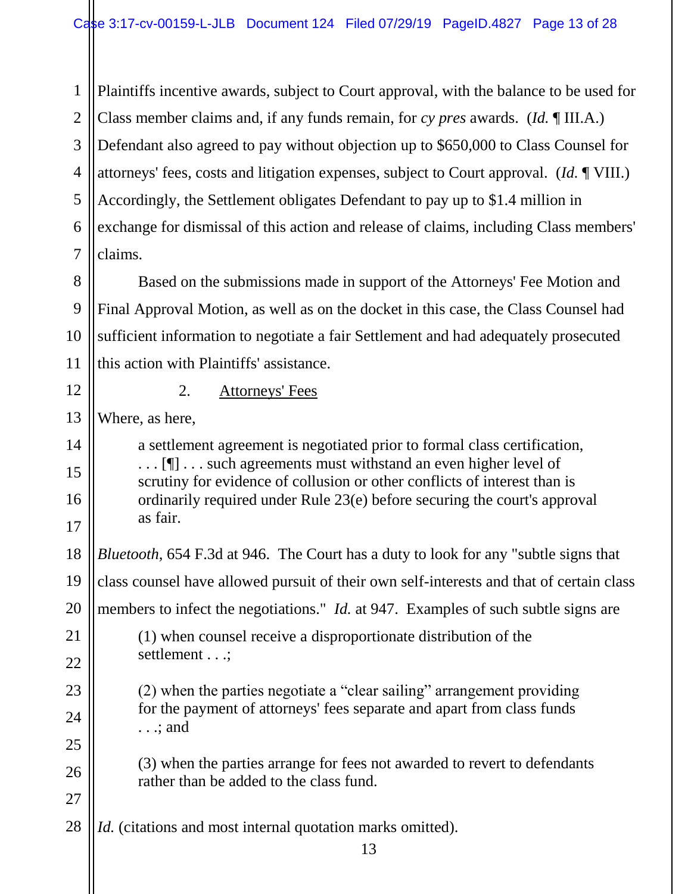Plaintiffs incentive awards, subject to Court approval, with the balance to be used for Class member claims and, if any funds remain, for *cy pres* awards. (*Id.* ¶ III.A.) Defendant also agreed to pay without objection up to $650,000 to Class Counsel for attorneys' fees, costs and litigation expenses, subject to Court approval. (*Id.* ¶ VIII.) Accordingly, the Settlement obligates Defendant to pay up to $1.4 million in exchange for dismissal of this action and release of claims, including Class members' claims.

Based on the submissions made in support of the Attorneys' Fee Motion and Final Approval Motion, as well as on the docket in this case, the Class Counsel had sufficient information to negotiate a fair Settlement and had adequately prosecuted this action with Plaintiffs' assistance.

2. <u>Attorneys' Fees</u>

Where, as here,

> a settlement agreement is negotiated prior to formal class certification, . . . [¶] . . . such agreements must withstand an even higher level of scrutiny for evidence of collusion or other conflicts of interest than is ordinarily required under Rule 23(e) before securing the court's approval as fair.

*Bluetooth*, 654 F.3d at 946. The Court has a duty to look for any "subtle signs that class counsel have allowed pursuit of their own self-interests and that of certain class members to infect the negotiations." *Id.* at 947. Examples of such subtle signs are

> (1) when counsel receive a disproportionate distribution of the settlement . . .;
>
> (2) when the parties negotiate a "clear sailing" arrangement providing for the payment of attorneys' fees separate and apart from class funds . . .; and
>
> (3) when the parties arrange for fees not awarded to revert to defendants rather than be added to the class fund.

*Id.* (citations and most internal quotation marks omitted).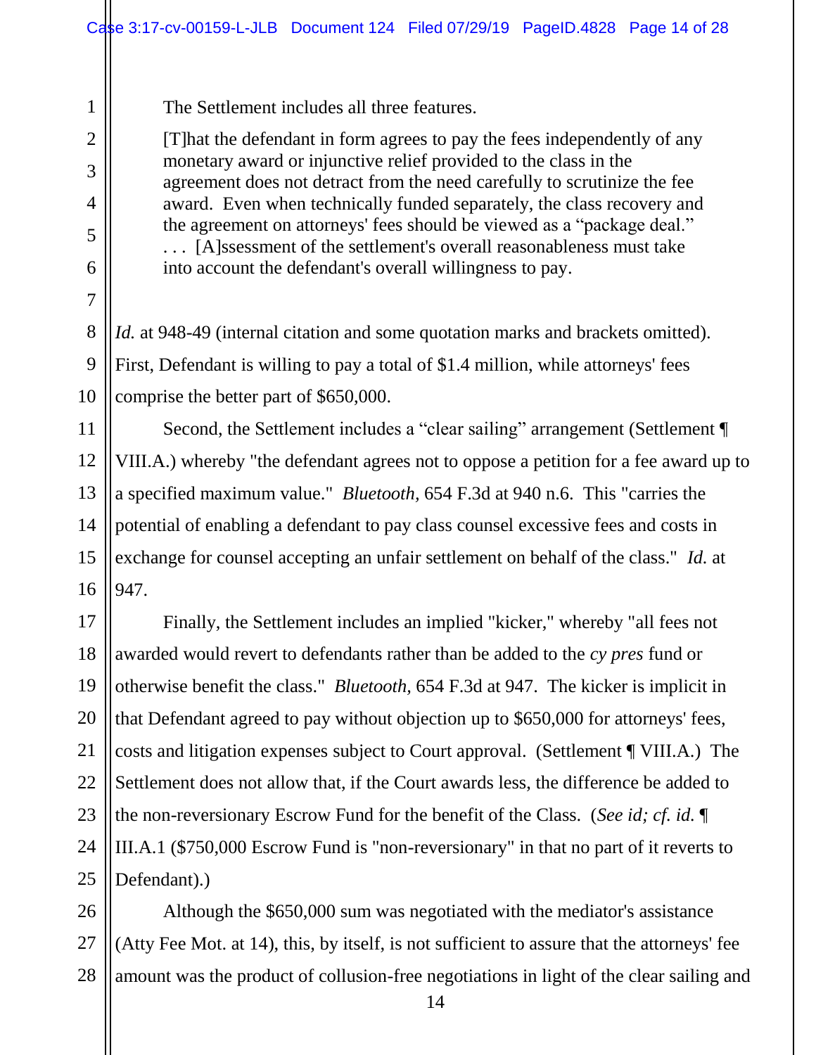The Settlement includes all three features.

> [T]hat the defendant in form agrees to pay the fees independently of any monetary award or injunctive relief provided to the class in the agreement does not detract from the need carefully to scrutinize the fee award. Even when technically funded separately, the class recovery and the agreement on attorneys' fees should be viewed as a "package deal." . . . [A]ssessment of the settlement's overall reasonableness must take into account the defendant's overall willingness to pay.

*Id.* at 948-49 (internal citation and some quotation marks and brackets omitted). First, Defendant is willing to pay a total of $1.4 million, while attorneys' fees comprise the better part of $650,000.

Second, the Settlement includes a "clear sailing" arrangement (Settlement ¶ VIII.A.) whereby "the defendant agrees not to oppose a petition for a fee award up to a specified maximum value." *Bluetooth,* 654 F.3d at 940 n.6. This "carries the potential of enabling a defendant to pay class counsel excessive fees and costs in exchange for counsel accepting an unfair settlement on behalf of the class." *Id.* at 947.

Finally, the Settlement includes an implied "kicker," whereby "all fees not awarded would revert to defendants rather than be added to the *cy pres* fund or otherwise benefit the class." *Bluetooth,* 654 F.3d at 947. The kicker is implicit in that Defendant agreed to pay without objection up to $650,000 for attorneys' fees, costs and litigation expenses subject to Court approval. (Settlement ¶ VIII.A.) The Settlement does not allow that, if the Court awards less, the difference be added to the non-reversionary Escrow Fund for the benefit of the Class. (*See id; cf. id.* ¶ III.A.1 ($750,000 Escrow Fund is "non-reversionary" in that no part of it reverts to Defendant).)

Although the $650,000 sum was negotiated with the mediator's assistance (Atty Fee Mot. at 14), this, by itself, is not sufficient to assure that the attorneys' fee amount was the product of collusion-free negotiations in light of the clear sailing and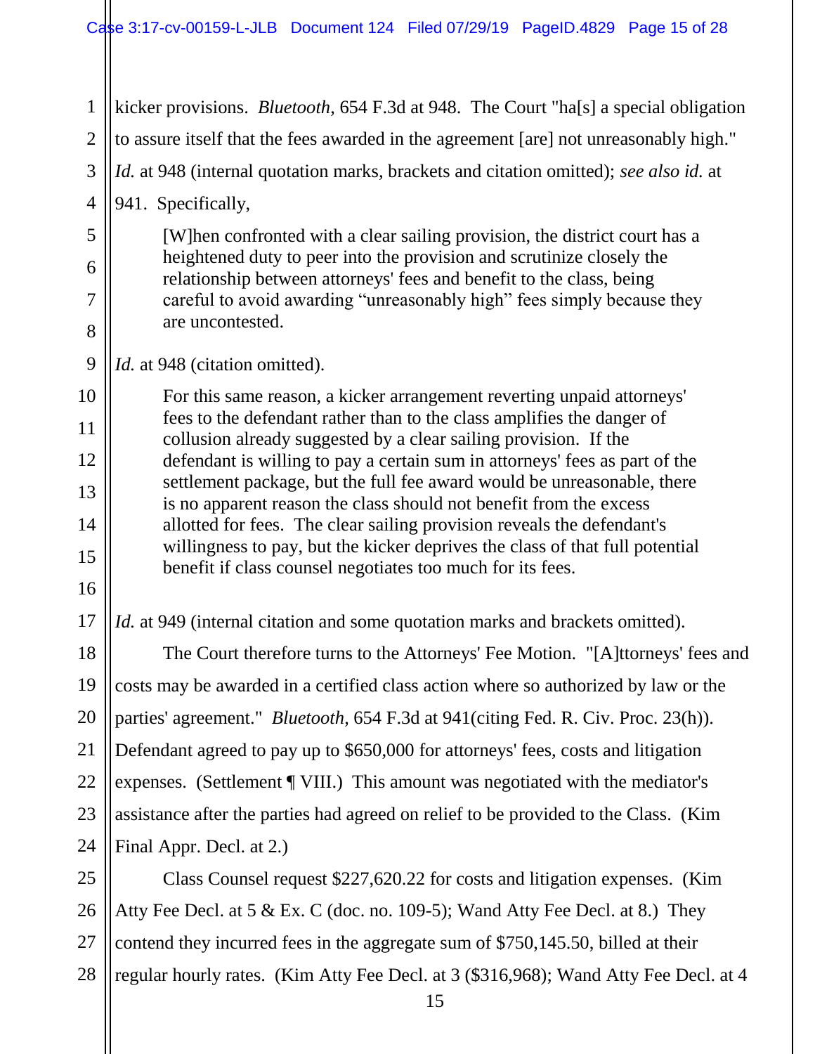kicker provisions. *Bluetooth*, 654 F.3d at 948. The Court "ha[s] a special obligation to assure itself that the fees awarded in the agreement [are] not unreasonably high." *Id.* at 948 (internal quotation marks, brackets and citation omitted); *see also id.* at 941. Specifically,

> [W]hen confronted with a clear sailing provision, the district court has a heightened duty to peer into the provision and scrutinize closely the relationship between attorneys' fees and benefit to the class, being careful to avoid awarding "unreasonably high" fees simply because they are uncontested.

*Id.* at 948 (citation omitted).

> For this same reason, a kicker arrangement reverting unpaid attorneys' fees to the defendant rather than to the class amplifies the danger of collusion already suggested by a clear sailing provision. If the defendant is willing to pay a certain sum in attorneys' fees as part of the settlement package, but the full fee award would be unreasonable, there is no apparent reason the class should not benefit from the excess allotted for fees. The clear sailing provision reveals the defendant's willingness to pay, but the kicker deprives the class of that full potential benefit if class counsel negotiates too much for its fees.

*Id.* at 949 (internal citation and some quotation marks and brackets omitted).

The Court therefore turns to the Attorneys' Fee Motion. "[A]ttorneys' fees and costs may be awarded in a certified class action where so authorized by law or the parties' agreement." *Bluetooth*, 654 F.3d at 941(citing Fed. R. Civ. Proc. 23(h)). Defendant agreed to pay up to $650,000 for attorneys' fees, costs and litigation expenses. (Settlement ¶ VIII.) This amount was negotiated with the mediator's assistance after the parties had agreed on relief to be provided to the Class. (Kim Final Appr. Decl. at 2.)

Class Counsel request $227,620.22 for costs and litigation expenses. (Kim Atty Fee Decl. at 5 & Ex. C (doc. no. 109-5); Wand Atty Fee Decl. at 8.) They contend they incurred fees in the aggregate sum of $750,145.50, billed at their regular hourly rates. (Kim Atty Fee Decl. at 3 ($316,968); Wand Atty Fee Decl. at 4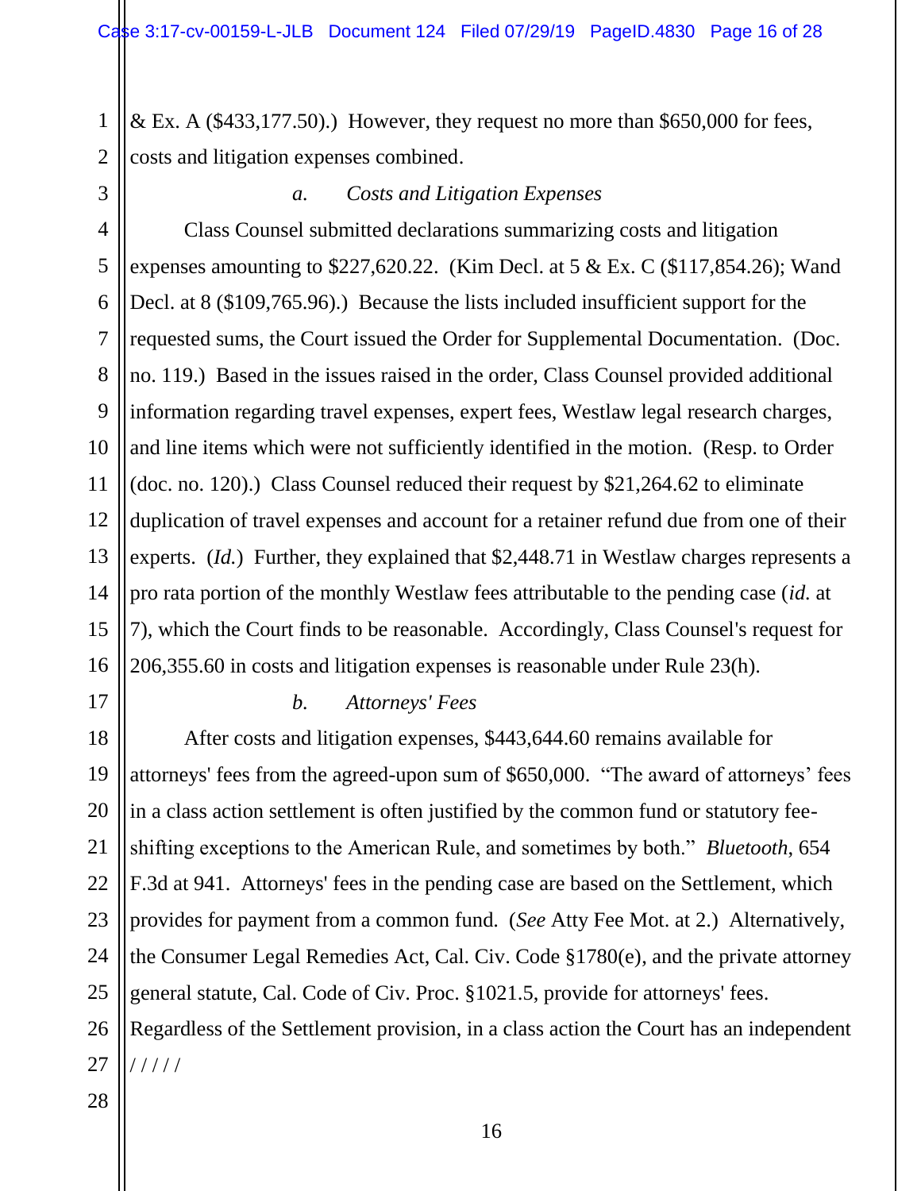& Ex. A ($433,177.50).) However, they request no more than $650,000 for fees, costs and litigation expenses combined.

*a. Costs and Litigation Expenses*

Class Counsel submitted declarations summarizing costs and litigation expenses amounting to $227,620.22. (Kim Decl. at 5 & Ex. C ($117,854.26); Wand Decl. at 8 ($109,765.96).) Because the lists included insufficient support for the requested sums, the Court issued the Order for Supplemental Documentation. (Doc. no. 119.) Based in the issues raised in the order, Class Counsel provided additional information regarding travel expenses, expert fees, Westlaw legal research charges, and line items which were not sufficiently identified in the motion. (Resp. to Order (doc. no. 120).) Class Counsel reduced their request by $21,264.62 to eliminate duplication of travel expenses and account for a retainer refund due from one of their experts. (*Id.*) Further, they explained that $2,448.71 in Westlaw charges represents a pro rata portion of the monthly Westlaw fees attributable to the pending case (*id.* at 7), which the Court finds to be reasonable. Accordingly, Class Counsel's request for 206,355.60 in costs and litigation expenses is reasonable under Rule 23(h).

*b. Attorneys' Fees*

After costs and litigation expenses, $443,644.60 remains available for attorneys' fees from the agreed-upon sum of $650,000. "The award of attorneys' fees in a class action settlement is often justified by the common fund or statutory fee-shifting exceptions to the American Rule, and sometimes by both." *Bluetooth*, 654 F.3d at 941. Attorneys' fees in the pending case are based on the Settlement, which provides for payment from a common fund. (*See* Atty Fee Mot. at 2.) Alternatively, the Consumer Legal Remedies Act, Cal. Civ. Code §1780(e), and the private attorney general statute, Cal. Code of Civ. Proc. §1021.5, provide for attorneys' fees. Regardless of the Settlement provision, in a class action the Court has an independent

/ / / / /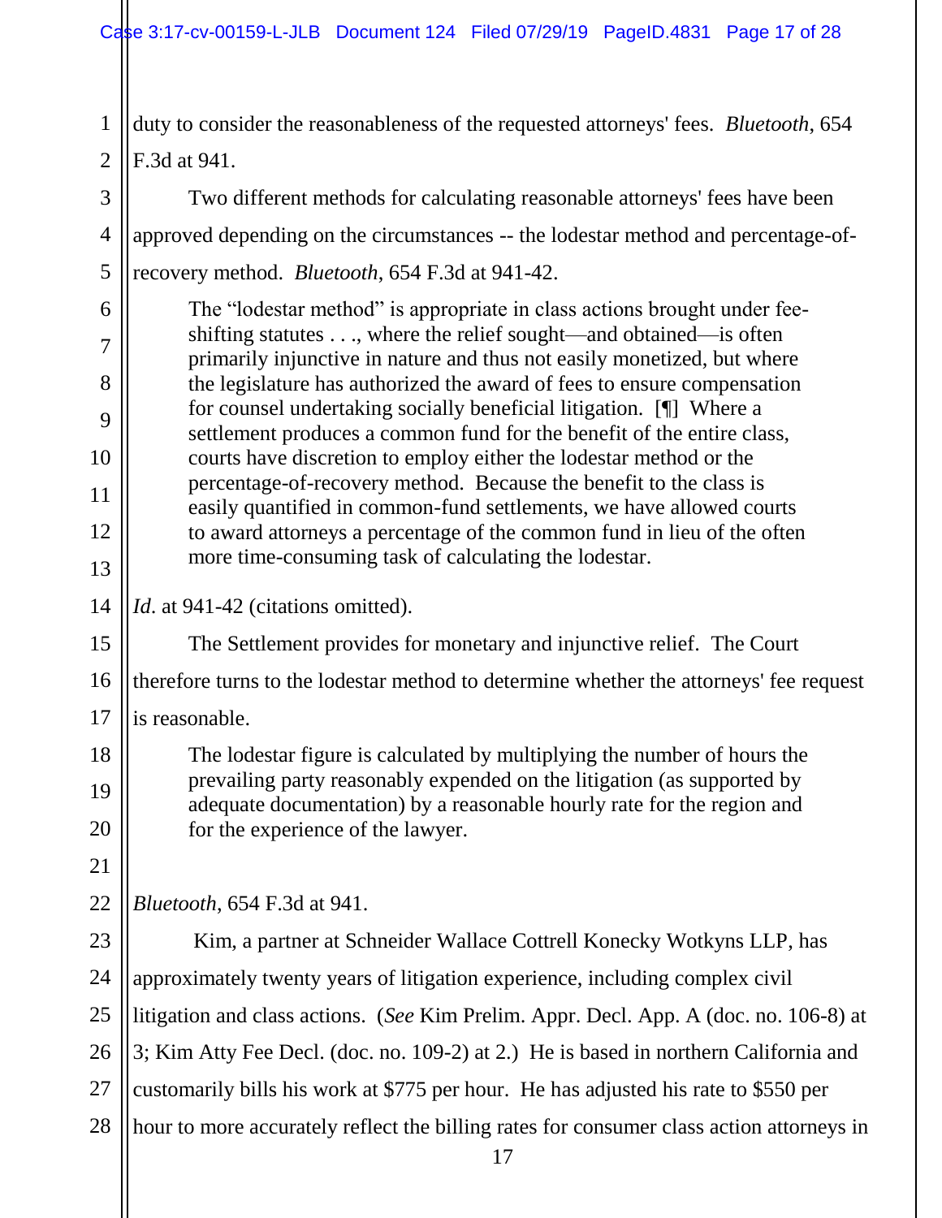duty to consider the reasonableness of the requested attorneys' fees. *Bluetooth*, 654 F.3d at 941.

Two different methods for calculating reasonable attorneys' fees have been approved depending on the circumstances -- the lodestar method and percentage-of-recovery method. *Bluetooth*, 654 F.3d at 941-42.

> The "lodestar method" is appropriate in class actions brought under fee-shifting statutes . . ., where the relief sought—and obtained—is often primarily injunctive in nature and thus not easily monetized, but where the legislature has authorized the award of fees to ensure compensation for counsel undertaking socially beneficial litigation. [¶] Where a settlement produces a common fund for the benefit of the entire class, courts have discretion to employ either the lodestar method or the percentage-of-recovery method. Because the benefit to the class is easily quantified in common-fund settlements, we have allowed courts to award attorneys a percentage of the common fund in lieu of the often more time-consuming task of calculating the lodestar.

*Id*. at 941-42 (citations omitted).

The Settlement provides for monetary and injunctive relief. The Court therefore turns to the lodestar method to determine whether the attorneys' fee request is reasonable.

> The lodestar figure is calculated by multiplying the number of hours the prevailing party reasonably expended on the litigation (as supported by adequate documentation) by a reasonable hourly rate for the region and for the experience of the lawyer.

*Bluetooth*, 654 F.3d at 941.

Kim, a partner at Schneider Wallace Cottrell Konecky Wotkyns LLP, has approximately twenty years of litigation experience, including complex civil litigation and class actions. (*See* Kim Prelim. Appr. Decl. App. A (doc. no. 106-8) at 3; Kim Atty Fee Decl. (doc. no. 109-2) at 2.) He is based in northern California and customarily bills his work at $775 per hour. He has adjusted his rate to $550 per hour to more accurately reflect the billing rates for consumer class action attorneys in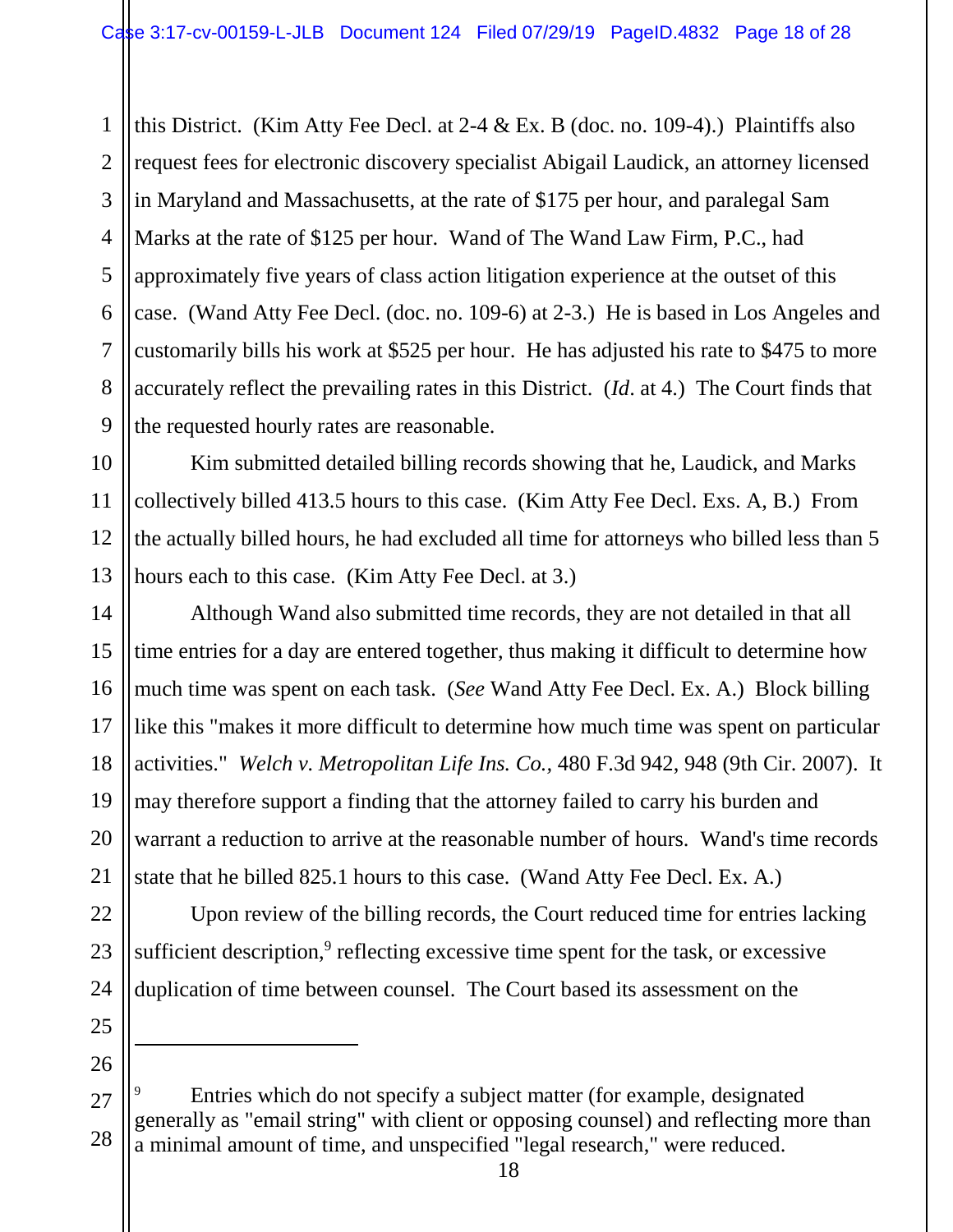this District. (Kim Atty Fee Decl. at 2-4 & Ex. B (doc. no. 109-4).) Plaintiffs also request fees for electronic discovery specialist Abigail Laudick, an attorney licensed in Maryland and Massachusetts, at the rate of $175 per hour, and paralegal Sam Marks at the rate of $125 per hour. Wand of The Wand Law Firm, P.C., had approximately five years of class action litigation experience at the outset of this case. (Wand Atty Fee Decl. (doc. no. 109-6) at 2-3.) He is based in Los Angeles and customarily bills his work at $525 per hour. He has adjusted his rate to $475 to more accurately reflect the prevailing rates in this District. (*Id*. at 4.) The Court finds that the requested hourly rates are reasonable.

Kim submitted detailed billing records showing that he, Laudick, and Marks collectively billed 413.5 hours to this case. (Kim Atty Fee Decl. Exs. A, B.) From the actually billed hours, he had excluded all time for attorneys who billed less than 5 hours each to this case. (Kim Atty Fee Decl. at 3.)

Although Wand also submitted time records, they are not detailed in that all time entries for a day are entered together, thus making it difficult to determine how much time was spent on each task. (*See* Wand Atty Fee Decl. Ex. A.) Block billing like this "makes it more difficult to determine how much time was spent on particular activities." *Welch v. Metropolitan Life Ins. Co.*, 480 F.3d 942, 948 (9th Cir. 2007). It may therefore support a finding that the attorney failed to carry his burden and warrant a reduction to arrive at the reasonable number of hours. Wand's time records state that he billed 825.1 hours to this case. (Wand Atty Fee Decl. Ex. A.)

Upon review of the billing records, the Court reduced time for entries lacking sufficient description,[9] reflecting excessive time spent for the task, or excessive duplication of time between counsel. The Court based its assessment on the

---

[9] Entries which do not specify a subject matter (for example, designated generally as "email string" with client or opposing counsel) and reflecting more than a minimal amount of time, and unspecified "legal research," were reduced.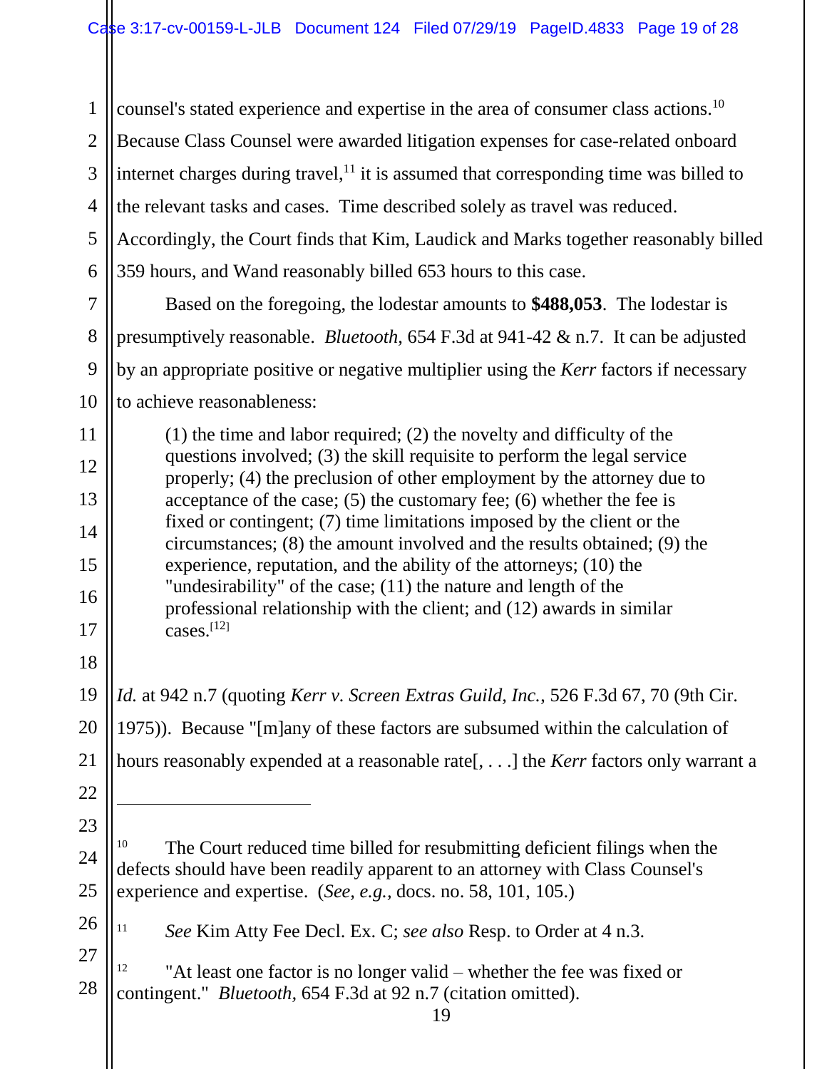counsel's stated experience and expertise in the area of consumer class actions.[10] Because Class Counsel were awarded litigation expenses for case-related onboard internet charges during travel,[11] it is assumed that corresponding time was billed to the relevant tasks and cases. Time described solely as travel was reduced. Accordingly, the Court finds that Kim, Laudick and Marks together reasonably billed 359 hours, and Wand reasonably billed 653 hours to this case.

Based on the foregoing, the lodestar amounts to **$488,053**. The lodestar is presumptively reasonable. *Bluetooth,* 654 F.3d at 941-42 & n.7. It can be adjusted by an appropriate positive or negative multiplier using the *Kerr* factors if necessary to achieve reasonableness:

> (1) the time and labor required; (2) the novelty and difficulty of the questions involved; (3) the skill requisite to perform the legal service properly; (4) the preclusion of other employment by the attorney due to acceptance of the case; (5) the customary fee; (6) whether the fee is fixed or contingent; (7) time limitations imposed by the client or the circumstances; (8) the amount involved and the results obtained; (9) the experience, reputation, and the ability of the attorneys; (10) the "undesirability" of the case; (11) the nature and length of the professional relationship with the client; and (12) awards in similar cases.[12]

*Id.* at 942 n.7 (quoting *Kerr v. Screen Extras Guild, Inc.*, 526 F.3d 67, 70 (9th Cir. 1975)). Because "[m]any of these factors are subsumed within the calculation of hours reasonably expended at a reasonable rate[, . . .] the *Kerr* factors only warrant a

---

[10] The Court reduced time billed for resubmitting deficient filings when the defects should have been readily apparent to an attorney with Class Counsel's experience and expertise. (*See, e.g.,* docs. no. 58, 101, 105.)

[11] *See* Kim Atty Fee Decl. Ex. C; *see also* Resp. to Order at 4 n.3.

[12] "At least one factor is no longer valid – whether the fee was fixed or contingent." *Bluetooth,* 654 F.3d at 92 n.7 (citation omitted).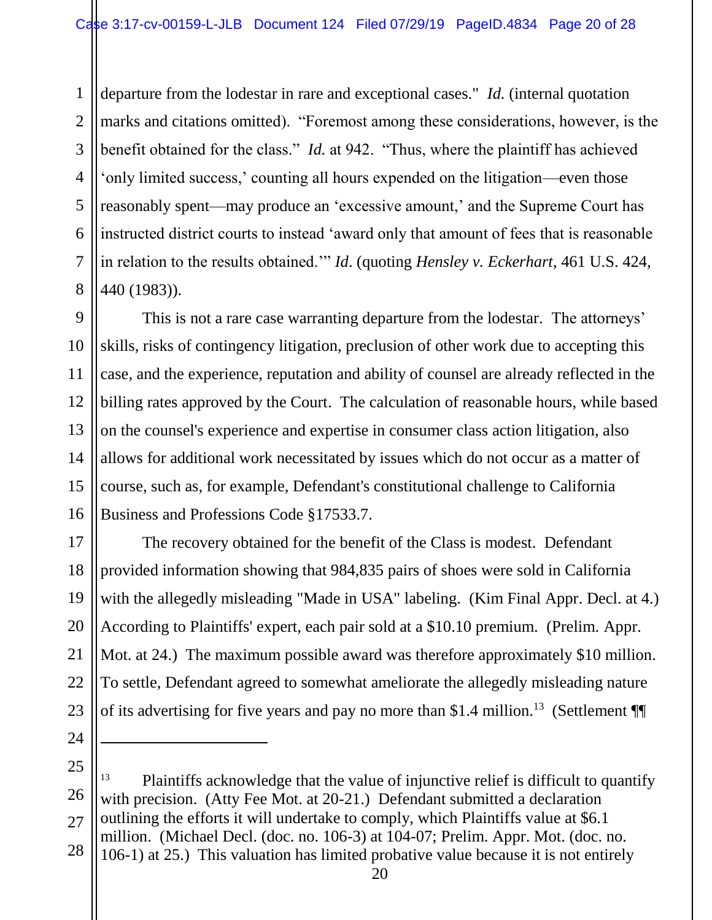departure from the lodestar in rare and exceptional cases." *Id.* (internal quotation marks and citations omitted). "Foremost among these considerations, however, is the benefit obtained for the class." *Id.* at 942. "Thus, where the plaintiff has achieved 'only limited success,' counting all hours expended on the litigation—even those reasonably spent—may produce an 'excessive amount,' and the Supreme Court has instructed district courts to instead 'award only that amount of fees that is reasonable in relation to the results obtained.'" *Id*. (quoting *Hensley v. Eckerhart*, 461 U.S. 424, 440 (1983)).

This is not a rare case warranting departure from the lodestar. The attorneys' skills, risks of contingency litigation, preclusion of other work due to accepting this case, and the experience, reputation and ability of counsel are already reflected in the billing rates approved by the Court. The calculation of reasonable hours, while based on the counsel's experience and expertise in consumer class action litigation, also allows for additional work necessitated by issues which do not occur as a matter of course, such as, for example, Defendant's constitutional challenge to California Business and Professions Code §17533.7.

The recovery obtained for the benefit of the Class is modest. Defendant provided information showing that 984,835 pairs of shoes were sold in California with the allegedly misleading "Made in USA" labeling. (Kim Final Appr. Decl. at 4.) According to Plaintiffs' expert, each pair sold at a $10.10 premium. (Prelim. Appr. Mot. at 24.) The maximum possible award was therefore approximately $10 million. To settle, Defendant agreed to somewhat ameliorate the allegedly misleading nature of its advertising for five years and pay no more than $1.4 million.[13] (Settlement ¶¶

---

[13] Plaintiffs acknowledge that the value of injunctive relief is difficult to quantify with precision. (Atty Fee Mot. at 20-21.) Defendant submitted a declaration outlining the efforts it will undertake to comply, which Plaintiffs value at $6.1 million. (Michael Decl. (doc. no. 106-3) at 104-07; Prelim. Appr. Mot. (doc. no. 106-1) at 25.) This valuation has limited probative value because it is not entirely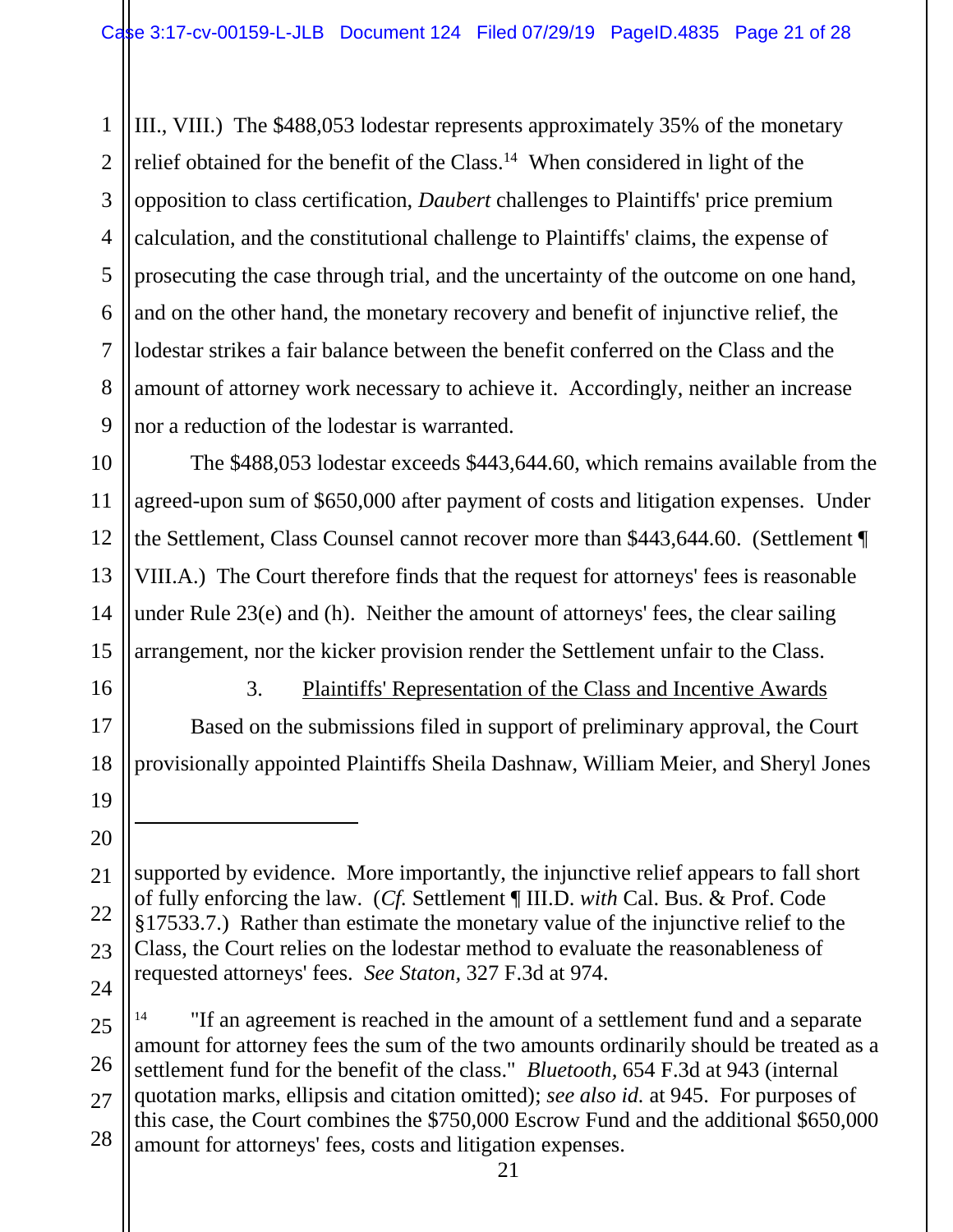III., VIII.) The $488,053 lodestar represents approximately 35% of the monetary relief obtained for the benefit of the Class.[14] When considered in light of the opposition to class certification, *Daubert* challenges to Plaintiffs' price premium calculation, and the constitutional challenge to Plaintiffs' claims, the expense of prosecuting the case through trial, and the uncertainty of the outcome on one hand, and on the other hand, the monetary recovery and benefit of injunctive relief, the lodestar strikes a fair balance between the benefit conferred on the Class and the amount of attorney work necessary to achieve it. Accordingly, neither an increase nor a reduction of the lodestar is warranted.

The $488,053 lodestar exceeds $443,644.60, which remains available from the agreed-upon sum of $650,000 after payment of costs and litigation expenses. Under the Settlement, Class Counsel cannot recover more than $443,644.60. (Settlement ¶ VIII.A.) The Court therefore finds that the request for attorneys' fees is reasonable under Rule 23(e) and (h). Neither the amount of attorneys' fees, the clear sailing arrangement, nor the kicker provision render the Settlement unfair to the Class.

3. Plaintiffs' Representation of the Class and Incentive Awards

Based on the submissions filed in support of preliminary approval, the Court provisionally appointed Plaintiffs Sheila Dashnaw, William Meier, and Sheryl Jones

---

supported by evidence. More importantly, the injunctive relief appears to fall short of fully enforcing the law. (*Cf.* Settlement ¶ III.D. *with* Cal. Bus. & Prof. Code §17533.7.) Rather than estimate the monetary value of the injunctive relief to the Class, the Court relies on the lodestar method to evaluate the reasonableness of requested attorneys' fees. *See Staton,* 327 F.3d at 974.

[14] "If an agreement is reached in the amount of a settlement fund and a separate amount for attorney fees the sum of the two amounts ordinarily should be treated as a settlement fund for the benefit of the class." *Bluetooth,* 654 F.3d at 943 (internal quotation marks, ellipsis and citation omitted); *see also id.* at 945. For purposes of this case, the Court combines the $750,000 Escrow Fund and the additional $650,000 amount for attorneys' fees, costs and litigation expenses.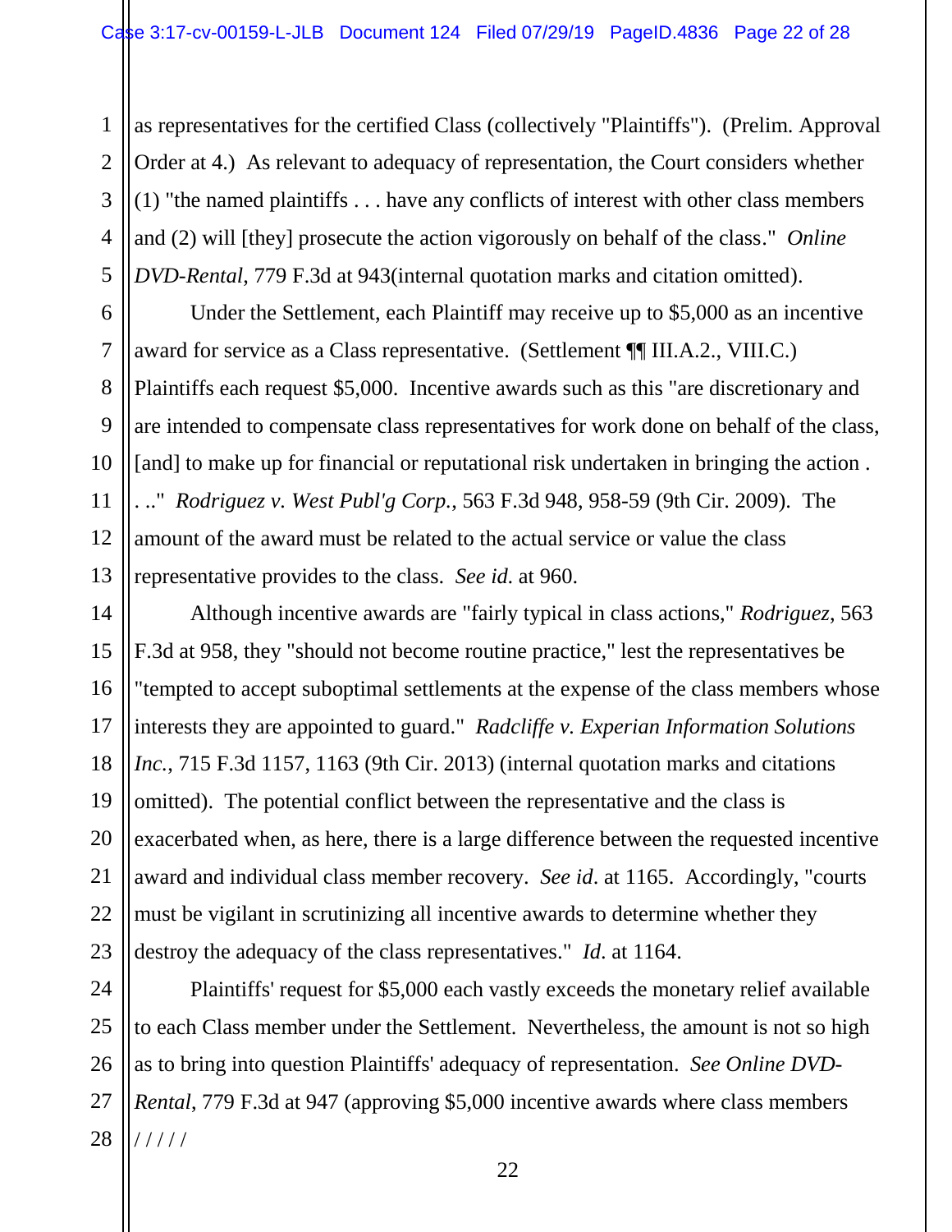as representatives for the certified Class (collectively "Plaintiffs"). (Prelim. Approval Order at 4.) As relevant to adequacy of representation, the Court considers whether (1) "the named plaintiffs . . . have any conflicts of interest with other class members and (2) will [they] prosecute the action vigorously on behalf of the class." *Online DVD-Rental*, 779 F.3d at 943(internal quotation marks and citation omitted).

Under the Settlement, each Plaintiff may receive up to $5,000 as an incentive award for service as a Class representative. (Settlement ¶¶ III.A.2., VIII.C.) Plaintiffs each request $5,000. Incentive awards such as this "are discretionary and are intended to compensate class representatives for work done on behalf of the class, [and] to make up for financial or reputational risk undertaken in bringing the action . . .." *Rodriguez v. West Publ'g Corp.*, 563 F.3d 948, 958-59 (9th Cir. 2009). The amount of the award must be related to the actual service or value the class representative provides to the class. *See id.* at 960.

Although incentive awards are "fairly typical in class actions," *Rodriguez*, 563 F.3d at 958, they "should not become routine practice," lest the representatives be "tempted to accept suboptimal settlements at the expense of the class members whose interests they are appointed to guard." *Radcliffe v. Experian Information Solutions Inc.*, 715 F.3d 1157, 1163 (9th Cir. 2013) (internal quotation marks and citations omitted). The potential conflict between the representative and the class is exacerbated when, as here, there is a large difference between the requested incentive award and individual class member recovery. *See id*. at 1165. Accordingly, "courts must be vigilant in scrutinizing all incentive awards to determine whether they destroy the adequacy of the class representatives." *Id.* at 1164.

Plaintiffs' request for $5,000 each vastly exceeds the monetary relief available to each Class member under the Settlement. Nevertheless, the amount is not so high as to bring into question Plaintiffs' adequacy of representation. *See Online DVD-Rental*, 779 F.3d at 947 (approving $5,000 incentive awards where class members

/ / / / /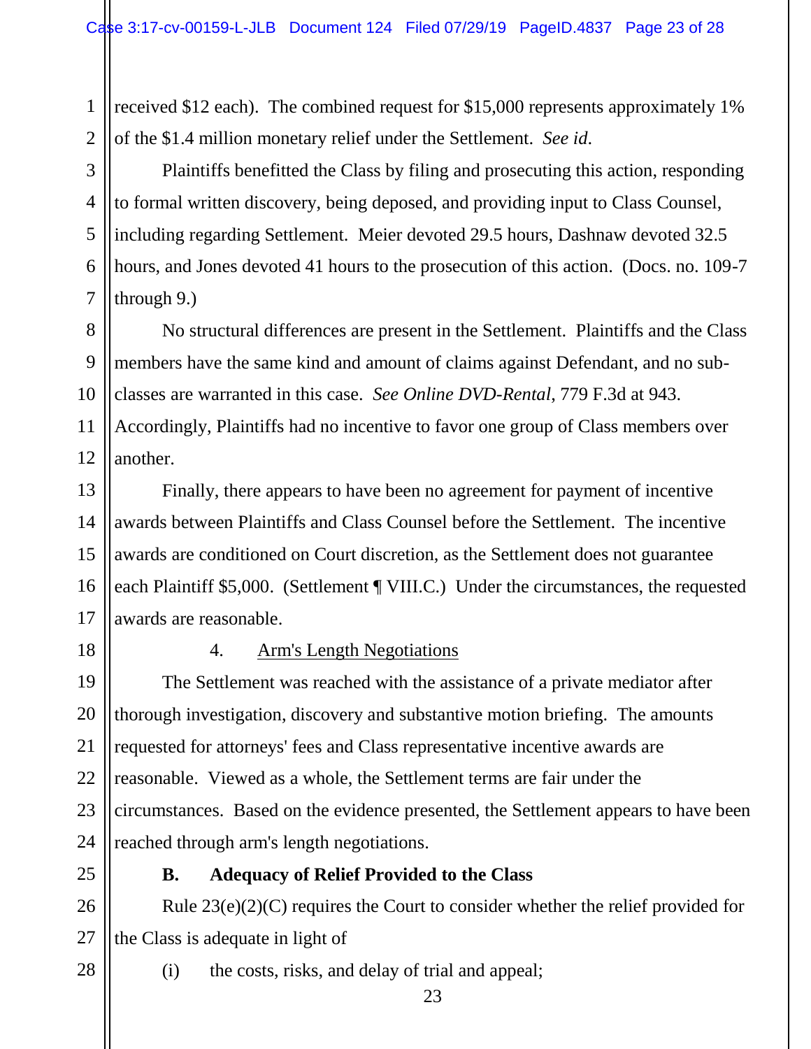received $12 each). The combined request for $15,000 represents approximately 1% of the $1.4 million monetary relief under the Settlement. *See id.*

Plaintiffs benefitted the Class by filing and prosecuting this action, responding to formal written discovery, being deposed, and providing input to Class Counsel, including regarding Settlement. Meier devoted 29.5 hours, Dashnaw devoted 32.5 hours, and Jones devoted 41 hours to the prosecution of this action. (Docs. no. 109-7 through 9.)

No structural differences are present in the Settlement. Plaintiffs and the Class members have the same kind and amount of claims against Defendant, and no sub-classes are warranted in this case. *See Online DVD-Rental*, 779 F.3d at 943. Accordingly, Plaintiffs had no incentive to favor one group of Class members over another.

Finally, there appears to have been no agreement for payment of incentive awards between Plaintiffs and Class Counsel before the Settlement. The incentive awards are conditioned on Court discretion, as the Settlement does not guarantee each Plaintiff $5,000. (Settlement ¶ VIII.C.) Under the circumstances, the requested awards are reasonable.

4. Arm's Length Negotiations

The Settlement was reached with the assistance of a private mediator after thorough investigation, discovery and substantive motion briefing. The amounts requested for attorneys' fees and Class representative incentive awards are reasonable. Viewed as a whole, the Settlement terms are fair under the circumstances. Based on the evidence presented, the Settlement appears to have been reached through arm's length negotiations.

**B. Adequacy of Relief Provided to the Class**

Rule 23(e)(2)(C) requires the Court to consider whether the relief provided for the Class is adequate in light of

(i) the costs, risks, and delay of trial and appeal;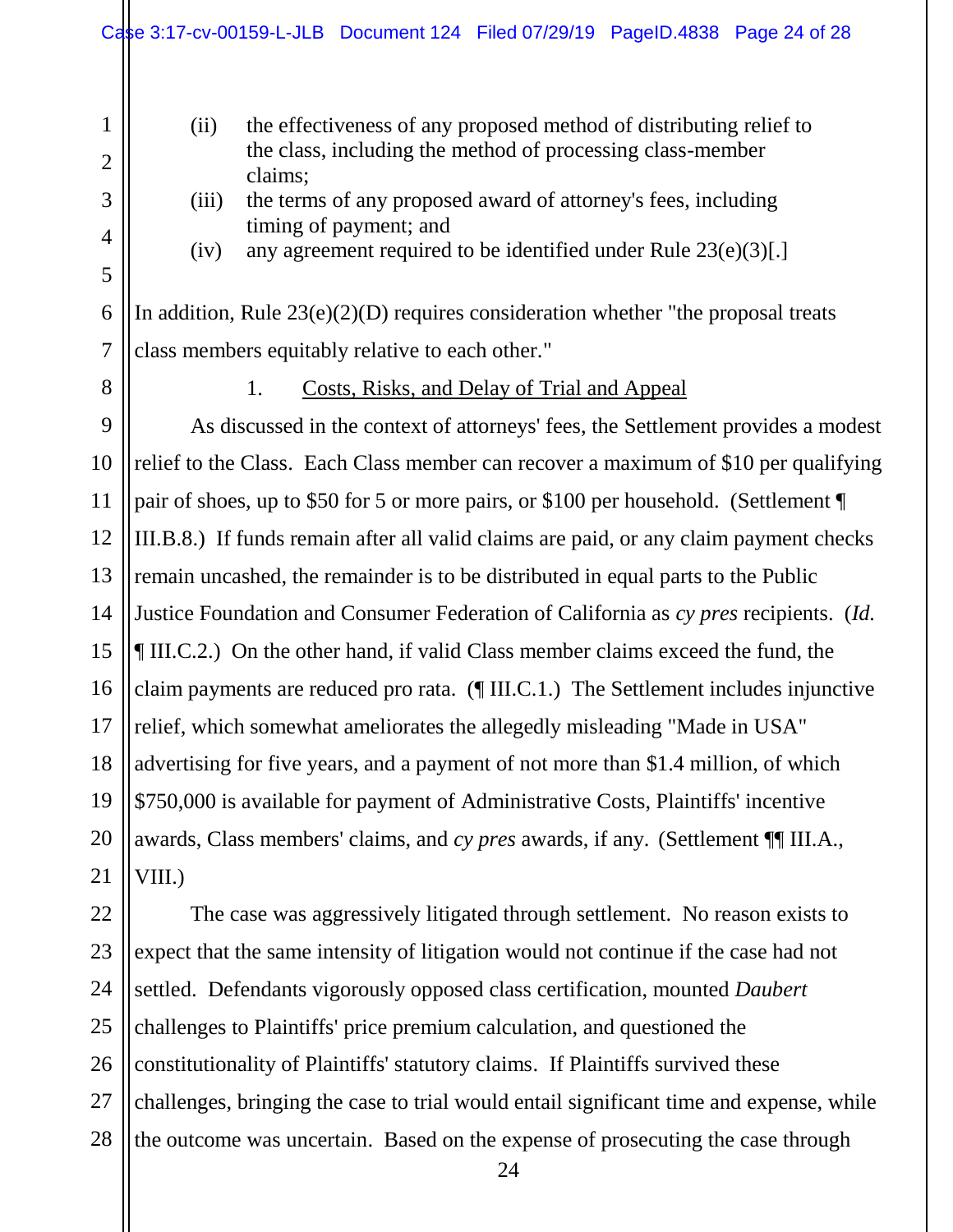(ii) the effectiveness of any proposed method of distributing relief to the class, including the method of processing class-member claims;

(iii) the terms of any proposed award of attorney's fees, including timing of payment; and

(iv) any agreement required to be identified under Rule 23(e)(3)[.]

In addition, Rule 23(e)(2)(D) requires consideration whether "the proposal treats class members equitably relative to each other."

1. Costs, Risks, and Delay of Trial and Appeal

As discussed in the context of attorneys' fees, the Settlement provides a modest relief to the Class. Each Class member can recover a maximum of $10 per qualifying pair of shoes, up to $50 for 5 or more pairs, or $100 per household. (Settlement ¶ III.B.8.) If funds remain after all valid claims are paid, or any claim payment checks remain uncashed, the remainder is to be distributed in equal parts to the Public Justice Foundation and Consumer Federation of California as *cy pres* recipients. (*Id.* ¶ III.C.2.) On the other hand, if valid Class member claims exceed the fund, the claim payments are reduced pro rata. (¶ III.C.1.) The Settlement includes injunctive relief, which somewhat ameliorates the allegedly misleading "Made in USA" advertising for five years, and a payment of not more than $1.4 million, of which $750,000 is available for payment of Administrative Costs, Plaintiffs' incentive awards, Class members' claims, and *cy pres* awards, if any. (Settlement ¶¶ III.A., VIII.)

The case was aggressively litigated through settlement. No reason exists to expect that the same intensity of litigation would not continue if the case had not settled. Defendants vigorously opposed class certification, mounted *Daubert* challenges to Plaintiffs' price premium calculation, and questioned the constitutionality of Plaintiffs' statutory claims. If Plaintiffs survived these challenges, bringing the case to trial would entail significant time and expense, while the outcome was uncertain. Based on the expense of prosecuting the case through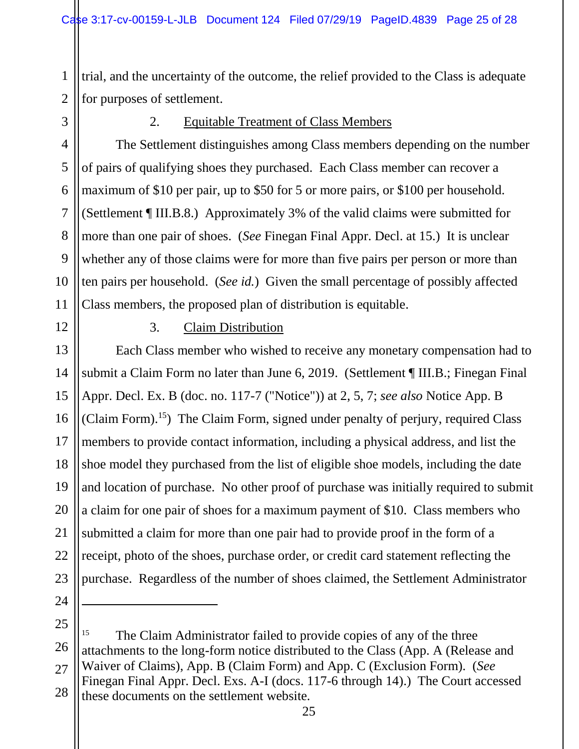trial, and the uncertainty of the outcome, the relief provided to the Class is adequate for purposes of settlement.

2. Equitable Treatment of Class Members

The Settlement distinguishes among Class members depending on the number of pairs of qualifying shoes they purchased. Each Class member can recover a maximum of $10 per pair, up to $50 for 5 or more pairs, or $100 per household. (Settlement ¶ III.B.8.) Approximately 3% of the valid claims were submitted for more than one pair of shoes. (*See* Finegan Final Appr. Decl. at 15.) It is unclear whether any of those claims were for more than five pairs per person or more than ten pairs per household. (*See id.*) Given the small percentage of possibly affected Class members, the proposed plan of distribution is equitable.

3. Claim Distribution

Each Class member who wished to receive any monetary compensation had to submit a Claim Form no later than June 6, 2019. (Settlement ¶ III.B.; Finegan Final Appr. Decl. Ex. B (doc. no. 117-7 ("Notice")) at 2, 5, 7; *see also* Notice App. B (Claim Form).[15]) The Claim Form, signed under penalty of perjury, required Class members to provide contact information, including a physical address, and list the shoe model they purchased from the list of eligible shoe models, including the date and location of purchase. No other proof of purchase was initially required to submit a claim for one pair of shoes for a maximum payment of $10. Class members who submitted a claim for more than one pair had to provide proof in the form of a receipt, photo of the shoes, purchase order, or credit card statement reflecting the purchase. Regardless of the number of shoes claimed, the Settlement Administrator

---

[15] The Claim Administrator failed to provide copies of any of the three attachments to the long-form notice distributed to the Class (App. A (Release and Waiver of Claims), App. B (Claim Form) and App. C (Exclusion Form). (*See* Finegan Final Appr. Decl. Exs. A-I (docs. 117-6 through 14).) The Court accessed these documents on the settlement website.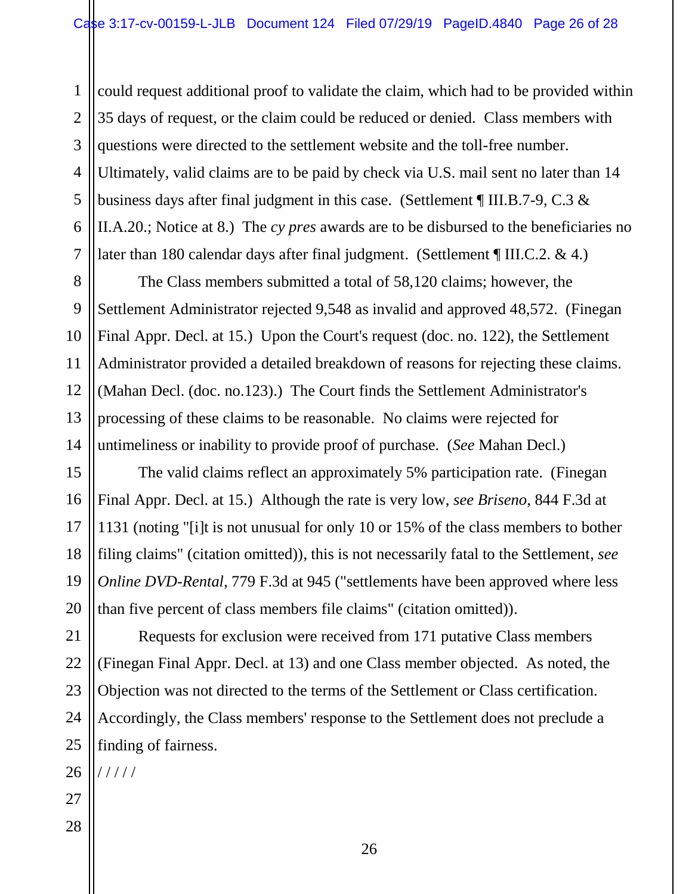could request additional proof to validate the claim, which had to be provided within 35 days of request, or the claim could be reduced or denied. Class members with questions were directed to the settlement website and the toll-free number. Ultimately, valid claims are to be paid by check via U.S. mail sent no later than 14 business days after final judgment in this case. (Settlement ¶ III.B.7-9, C.3 & II.A.20.; Notice at 8.) The *cy pres* awards are to be disbursed to the beneficiaries no later than 180 calendar days after final judgment. (Settlement ¶ III.C.2. & 4.)

The Class members submitted a total of 58,120 claims; however, the Settlement Administrator rejected 9,548 as invalid and approved 48,572. (Finegan Final Appr. Decl. at 15.) Upon the Court's request (doc. no. 122), the Settlement Administrator provided a detailed breakdown of reasons for rejecting these claims. (Mahan Decl. (doc. no.123).) The Court finds the Settlement Administrator's processing of these claims to be reasonable. No claims were rejected for untimeliness or inability to provide proof of purchase. (*See* Mahan Decl.)

The valid claims reflect an approximately 5% participation rate. (Finegan Final Appr. Decl. at 15.) Although the rate is very low, *see Briseno,* 844 F.3d at 1131 (noting "[i]t is not unusual for only 10 or 15% of the class members to bother filing claims" (citation omitted)), this is not necessarily fatal to the Settlement, *see Online DVD-Rental*, 779 F.3d at 945 ("settlements have been approved where less than five percent of class members file claims" (citation omitted)).

Requests for exclusion were received from 171 putative Class members (Finegan Final Appr. Decl. at 13) and one Class member objected. As noted, the Objection was not directed to the terms of the Settlement or Class certification. Accordingly, the Class members' response to the Settlement does not preclude a finding of fairness.

/ / / / /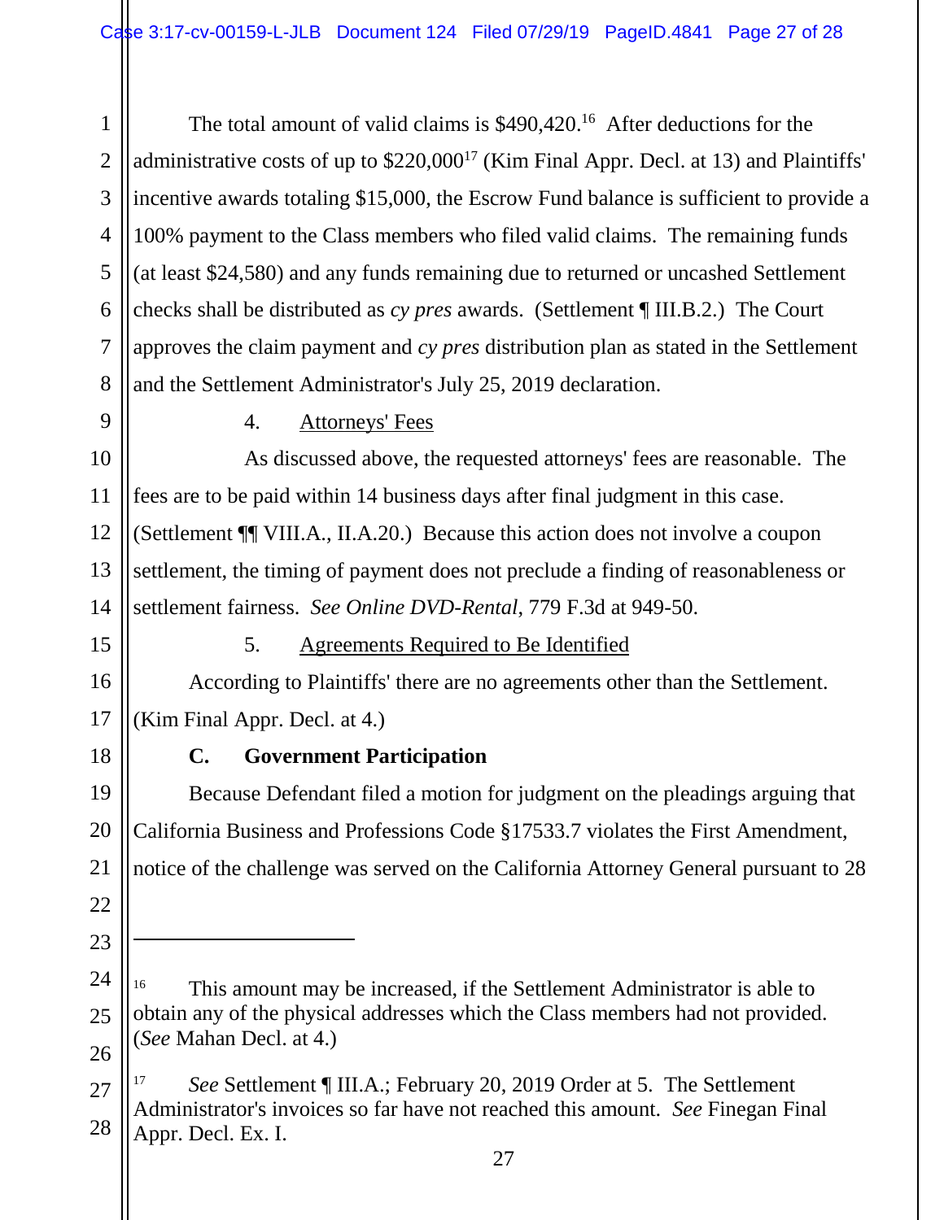The total amount of valid claims is $490,420.[16] After deductions for the administrative costs of up to $220,000[17] (Kim Final Appr. Decl. at 13) and Plaintiffs' incentive awards totaling $15,000, the Escrow Fund balance is sufficient to provide a 100% payment to the Class members who filed valid claims. The remaining funds (at least $24,580) and any funds remaining due to returned or uncashed Settlement checks shall be distributed as *cy pres* awards. (Settlement ¶ III.B.2.) The Court approves the claim payment and *cy pres* distribution plan as stated in the Settlement and the Settlement Administrator's July 25, 2019 declaration.

4. Attorneys' Fees

As discussed above, the requested attorneys' fees are reasonable. The fees are to be paid within 14 business days after final judgment in this case. (Settlement ¶¶ VIII.A., II.A.20.) Because this action does not involve a coupon settlement, the timing of payment does not preclude a finding of reasonableness or settlement fairness. *See Online DVD-Rental*, 779 F.3d at 949-50.

5. Agreements Required to Be Identified

According to Plaintiffs' there are no agreements other than the Settlement. (Kim Final Appr. Decl. at 4.)

**C. Government Participation**

Because Defendant filed a motion for judgment on the pleadings arguing that California Business and Professions Code §17533.7 violates the First Amendment, notice of the challenge was served on the California Attorney General pursuant to 28

---

[16] This amount may be increased, if the Settlement Administrator is able to obtain any of the physical addresses which the Class members had not provided. (*See* Mahan Decl. at 4.)

[17] *See* Settlement ¶ III.A.; February 20, 2019 Order at 5. The Settlement Administrator's invoices so far have not reached this amount. *See* Finegan Final Appr. Decl. Ex. I.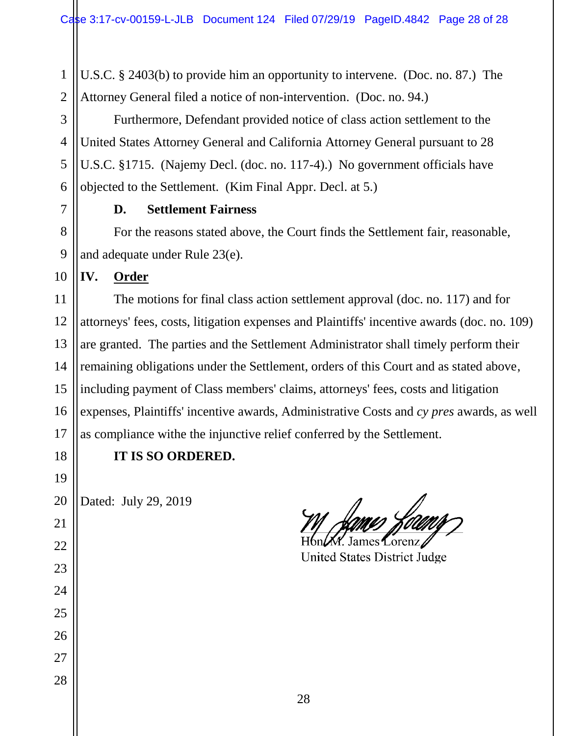U.S.C. § 2403(b) to provide him an opportunity to intervene. (Doc. no. 87.) The Attorney General filed a notice of non-intervention. (Doc. no. 94.)

Furthermore, Defendant provided notice of class action settlement to the United States Attorney General and California Attorney General pursuant to 28 U.S.C. §1715. (Najemy Decl. (doc. no. 117-4).) No government officials have objected to the Settlement. (Kim Final Appr. Decl. at 5.)

### D. Settlement Fairness

For the reasons stated above, the Court finds the Settlement fair, reasonable, and adequate under Rule 23(e).

## IV. Order

The motions for final class action settlement approval (doc. no. 117) and for attorneys' fees, costs, litigation expenses and Plaintiffs' incentive awards (doc. no. 109) are granted. The parties and the Settlement Administrator shall timely perform their remaining obligations under the Settlement, orders of this Court and as stated above, including payment of Class members' claims, attorneys' fees, costs and litigation expenses, Plaintiffs' incentive awards, Administrative Costs and *cy pres* awards, as well as compliance withe the injunctive relief conferred by the Settlement.

**IT IS SO ORDERED.**

Dated: July 29, 2019

Hon. M. James Lorenz
United States District Judge